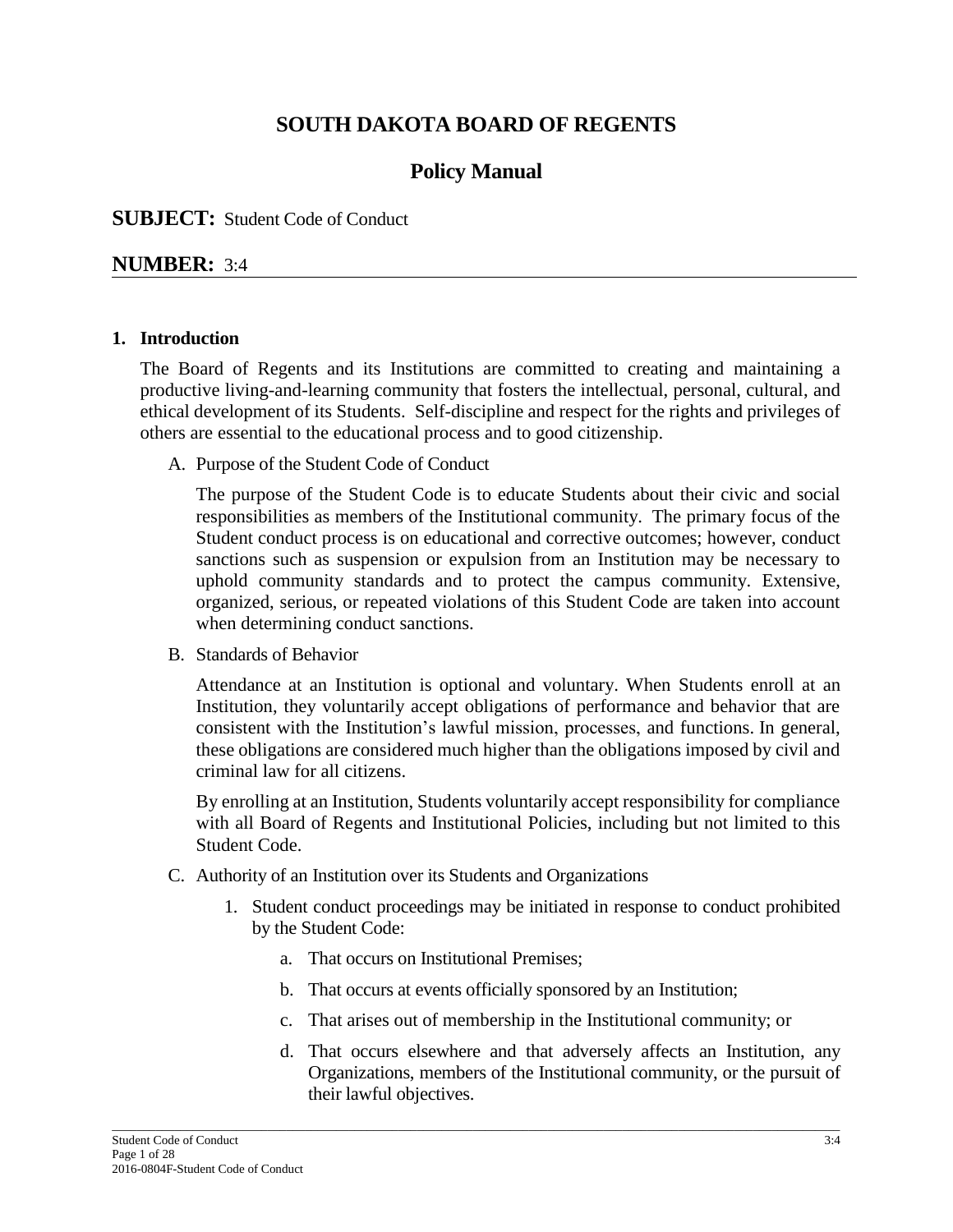# SOUTH DAKOTA BOARD OF REGENTS

## Policy Manual

**SUBJECT:** Student Code of Conduct

**NUMBER:** 3:4

---

**1. Introduction**

The Board of Regents and its Institutions are committed to creating and maintaining a productive living-and-learning community that fosters the intellectual, personal, cultural, and ethical development of its Students. Self-discipline and respect for the rights and privileges of others are essential to the educational process and to good citizenship.

A. Purpose of the Student Code of Conduct

The purpose of the Student Code is to educate Students about their civic and social responsibilities as members of the Institutional community. The primary focus of the Student conduct process is on educational and corrective outcomes; however, conduct sanctions such as suspension or expulsion from an Institution may be necessary to uphold community standards and to protect the campus community. Extensive, organized, serious, or repeated violations of this Student Code are taken into account when determining conduct sanctions.

B. Standards of Behavior

Attendance at an Institution is optional and voluntary. When Students enroll at an Institution, they voluntarily accept obligations of performance and behavior that are consistent with the Institution's lawful mission, processes, and functions. In general, these obligations are considered much higher than the obligations imposed by civil and criminal law for all citizens.

By enrolling at an Institution, Students voluntarily accept responsibility for compliance with all Board of Regents and Institutional Policies, including but not limited to this Student Code.

C. Authority of an Institution over its Students and Organizations

1. Student conduct proceedings may be initiated in response to conduct prohibited by the Student Code:

   a. That occurs on Institutional Premises;

   b. That occurs at events officially sponsored by an Institution;

   c. That arises out of membership in the Institutional community; or

   d. That occurs elsewhere and that adversely affects an Institution, any Organizations, members of the Institutional community, or the pursuit of their lawful objectives.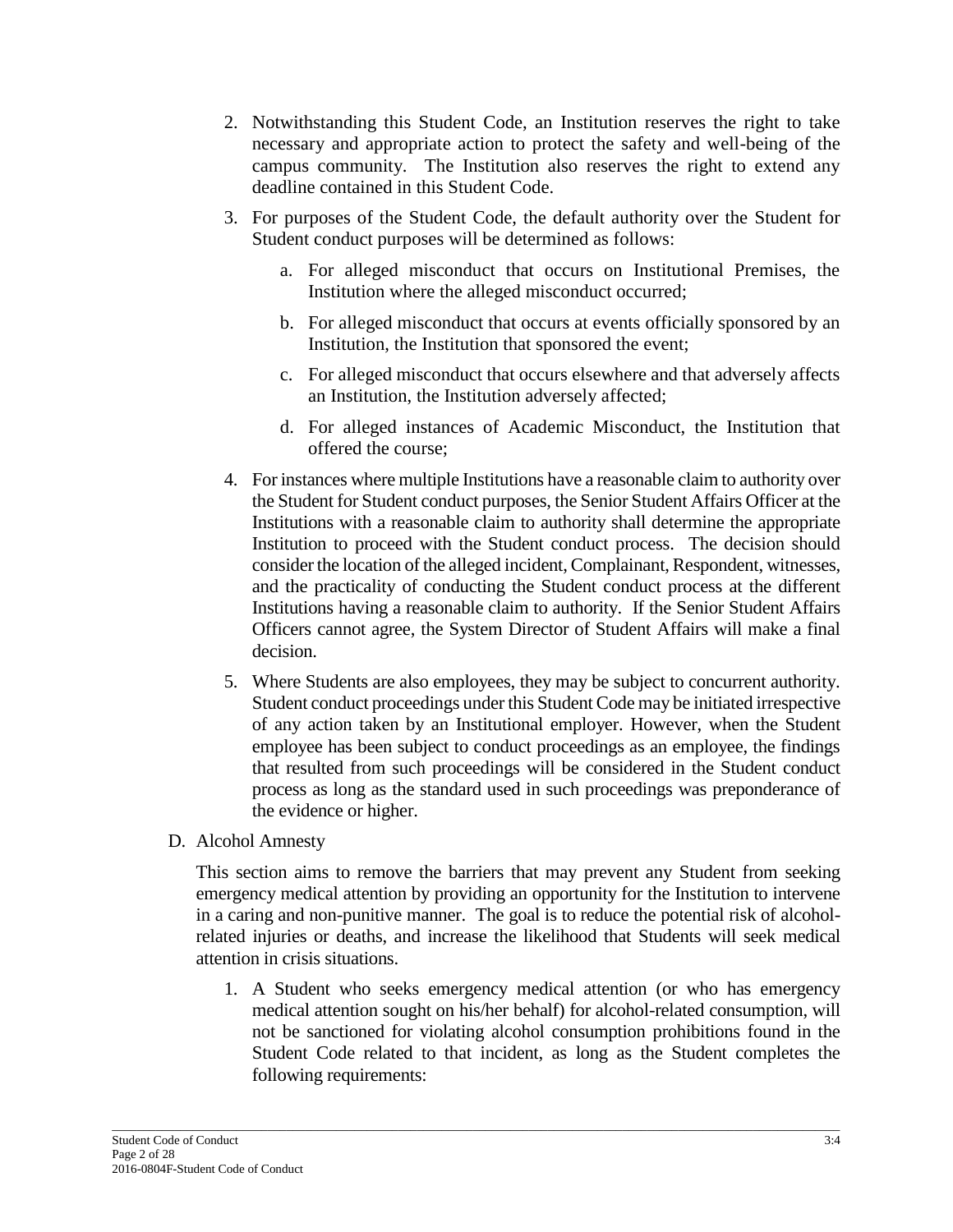2. Notwithstanding this Student Code, an Institution reserves the right to take necessary and appropriate action to protect the safety and well-being of the campus community. The Institution also reserves the right to extend any deadline contained in this Student Code.

3. For purposes of the Student Code, the default authority over the Student for Student conduct purposes will be determined as follows:

    a. For alleged misconduct that occurs on Institutional Premises, the Institution where the alleged misconduct occurred;

    b. For alleged misconduct that occurs at events officially sponsored by an Institution, the Institution that sponsored the event;

    c. For alleged misconduct that occurs elsewhere and that adversely affects an Institution, the Institution adversely affected;

    d. For alleged instances of Academic Misconduct, the Institution that offered the course;

4. For instances where multiple Institutions have a reasonable claim to authority over the Student for Student conduct purposes, the Senior Student Affairs Officer at the Institutions with a reasonable claim to authority shall determine the appropriate Institution to proceed with the Student conduct process. The decision should consider the location of the alleged incident, Complainant, Respondent, witnesses, and the practicality of conducting the Student conduct process at the different Institutions having a reasonable claim to authority. If the Senior Student Affairs Officers cannot agree, the System Director of Student Affairs will make a final decision.

5. Where Students are also employees, they may be subject to concurrent authority. Student conduct proceedings under this Student Code may be initiated irrespective of any action taken by an Institutional employer. However, when the Student employee has been subject to conduct proceedings as an employee, the findings that resulted from such proceedings will be considered in the Student conduct process as long as the standard used in such proceedings was preponderance of the evidence or higher.

D. Alcohol Amnesty

This section aims to remove the barriers that may prevent any Student from seeking emergency medical attention by providing an opportunity for the Institution to intervene in a caring and non-punitive manner. The goal is to reduce the potential risk of alcohol-related injuries or deaths, and increase the likelihood that Students will seek medical attention in crisis situations.

1. A Student who seeks emergency medical attention (or who has emergency medical attention sought on his/her behalf) for alcohol-related consumption, will not be sanctioned for violating alcohol consumption prohibitions found in the Student Code related to that incident, as long as the Student completes the following requirements: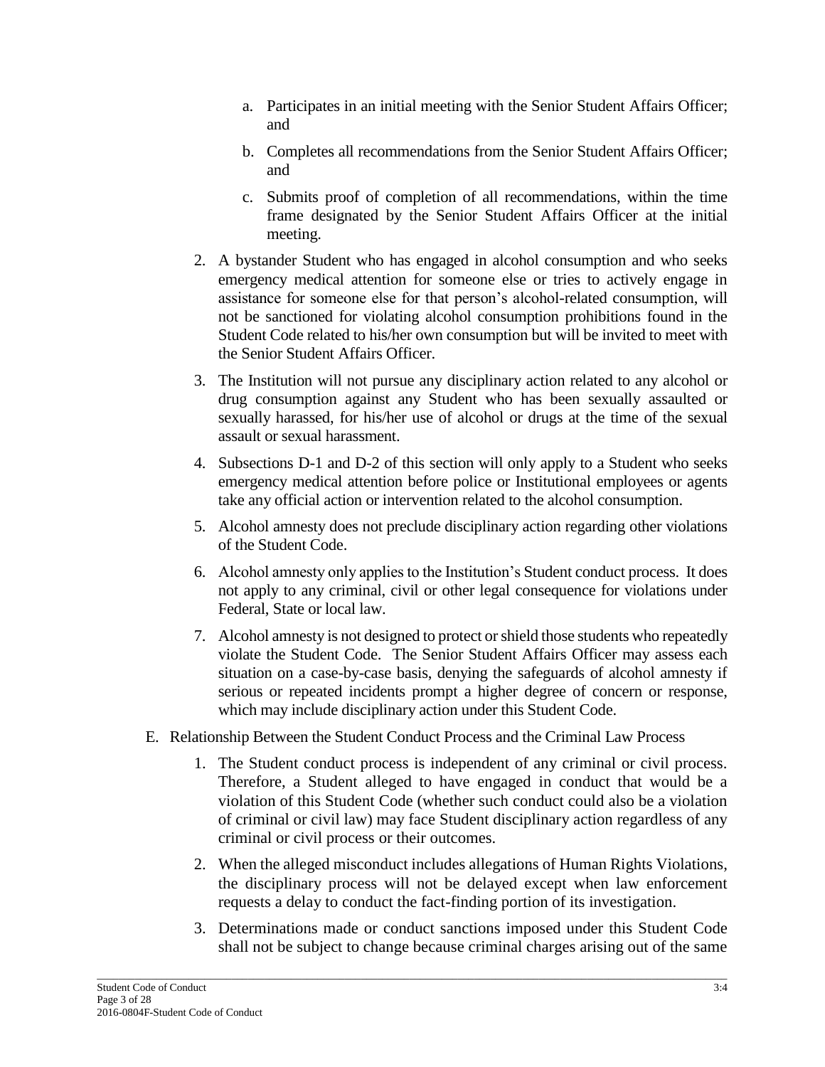a. Participates in an initial meeting with the Senior Student Affairs Officer; and

b. Completes all recommendations from the Senior Student Affairs Officer; and

c. Submits proof of completion of all recommendations, within the time frame designated by the Senior Student Affairs Officer at the initial meeting.

2. A bystander Student who has engaged in alcohol consumption and who seeks emergency medical attention for someone else or tries to actively engage in assistance for someone else for that person's alcohol-related consumption, will not be sanctioned for violating alcohol consumption prohibitions found in the Student Code related to his/her own consumption but will be invited to meet with the Senior Student Affairs Officer.

3. The Institution will not pursue any disciplinary action related to any alcohol or drug consumption against any Student who has been sexually assaulted or sexually harassed, for his/her use of alcohol or drugs at the time of the sexual assault or sexual harassment.

4. Subsections D-1 and D-2 of this section will only apply to a Student who seeks emergency medical attention before police or Institutional employees or agents take any official action or intervention related to the alcohol consumption.

5. Alcohol amnesty does not preclude disciplinary action regarding other violations of the Student Code.

6. Alcohol amnesty only applies to the Institution's Student conduct process. It does not apply to any criminal, civil or other legal consequence for violations under Federal, State or local law.

7. Alcohol amnesty is not designed to protect or shield those students who repeatedly violate the Student Code. The Senior Student Affairs Officer may assess each situation on a case-by-case basis, denying the safeguards of alcohol amnesty if serious or repeated incidents prompt a higher degree of concern or response, which may include disciplinary action under this Student Code.

E. Relationship Between the Student Conduct Process and the Criminal Law Process

1. The Student conduct process is independent of any criminal or civil process. Therefore, a Student alleged to have engaged in conduct that would be a violation of this Student Code (whether such conduct could also be a violation of criminal or civil law) may face Student disciplinary action regardless of any criminal or civil process or their outcomes.

2. When the alleged misconduct includes allegations of Human Rights Violations, the disciplinary process will not be delayed except when law enforcement requests a delay to conduct the fact-finding portion of its investigation.

3. Determinations made or conduct sanctions imposed under this Student Code shall not be subject to change because criminal charges arising out of the same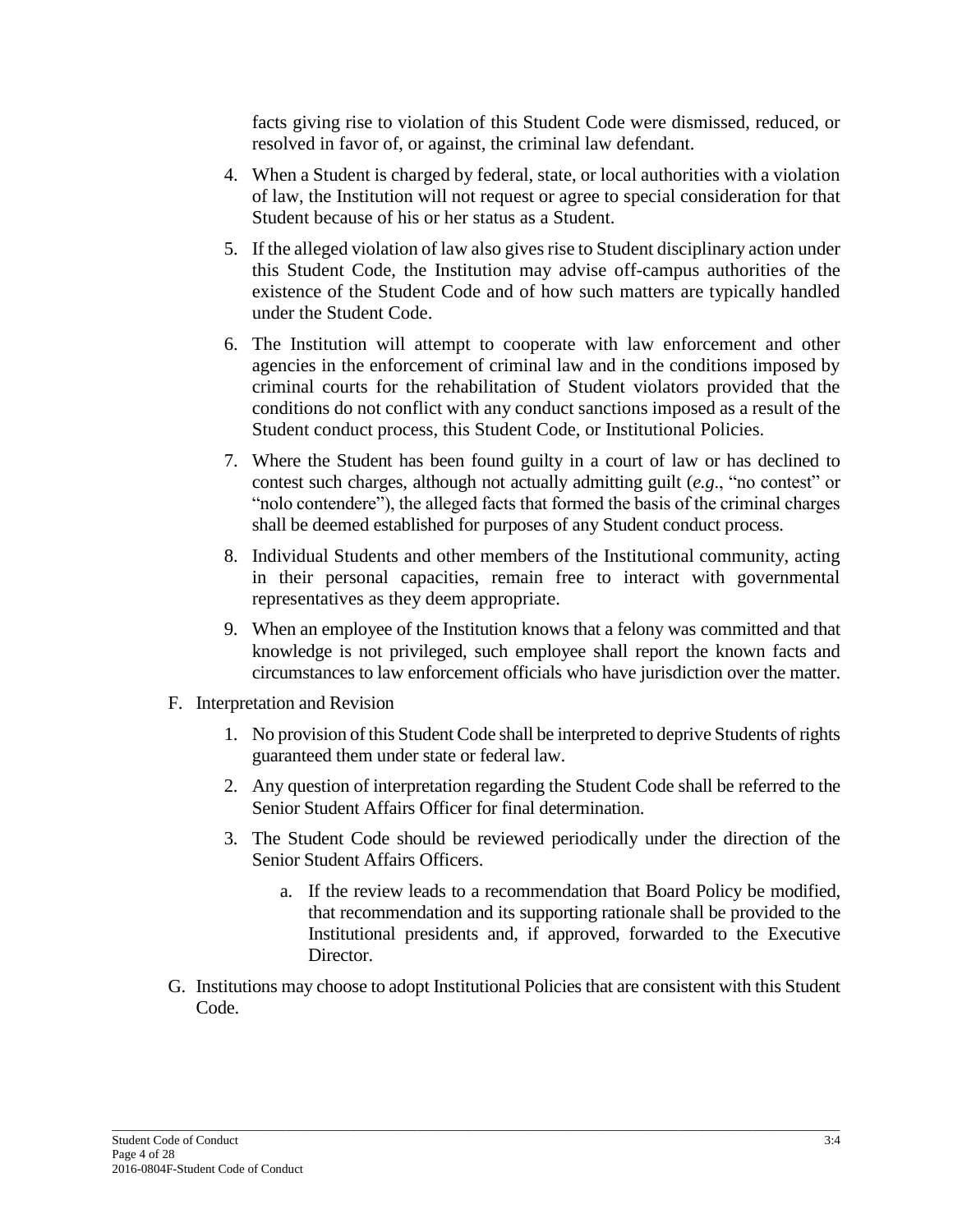facts giving rise to violation of this Student Code were dismissed, reduced, or resolved in favor of, or against, the criminal law defendant.

4. When a Student is charged by federal, state, or local authorities with a violation of law, the Institution will not request or agree to special consideration for that Student because of his or her status as a Student.

5. If the alleged violation of law also gives rise to Student disciplinary action under this Student Code, the Institution may advise off-campus authorities of the existence of the Student Code and of how such matters are typically handled under the Student Code.

6. The Institution will attempt to cooperate with law enforcement and other agencies in the enforcement of criminal law and in the conditions imposed by criminal courts for the rehabilitation of Student violators provided that the conditions do not conflict with any conduct sanctions imposed as a result of the Student conduct process, this Student Code, or Institutional Policies.

7. Where the Student has been found guilty in a court of law or has declined to contest such charges, although not actually admitting guilt (*e.g*., "no contest" or "nolo contendere"), the alleged facts that formed the basis of the criminal charges shall be deemed established for purposes of any Student conduct process.

8. Individual Students and other members of the Institutional community, acting in their personal capacities, remain free to interact with governmental representatives as they deem appropriate.

9. When an employee of the Institution knows that a felony was committed and that knowledge is not privileged, such employee shall report the known facts and circumstances to law enforcement officials who have jurisdiction over the matter.

F. Interpretation and Revision

   1. No provision of this Student Code shall be interpreted to deprive Students of rights guaranteed them under state or federal law.

   2. Any question of interpretation regarding the Student Code shall be referred to the Senior Student Affairs Officer for final determination.

   3. The Student Code should be reviewed periodically under the direction of the Senior Student Affairs Officers.

      a. If the review leads to a recommendation that Board Policy be modified, that recommendation and its supporting rationale shall be provided to the Institutional presidents and, if approved, forwarded to the Executive Director.

G. Institutions may choose to adopt Institutional Policies that are consistent with this Student Code.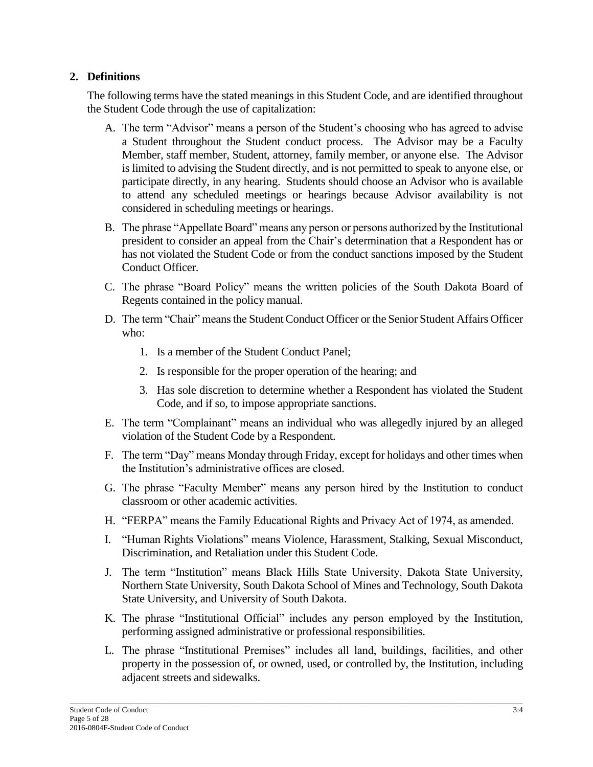## 2. Definitions

The following terms have the stated meanings in this Student Code, and are identified throughout the Student Code through the use of capitalization:

A. The term "Advisor" means a person of the Student's choosing who has agreed to advise a Student throughout the Student conduct process. The Advisor may be a Faculty Member, staff member, Student, attorney, family member, or anyone else. The Advisor is limited to advising the Student directly, and is not permitted to speak to anyone else, or participate directly, in any hearing. Students should choose an Advisor who is available to attend any scheduled meetings or hearings because Advisor availability is not considered in scheduling meetings or hearings.

B. The phrase "Appellate Board" means any person or persons authorized by the Institutional president to consider an appeal from the Chair's determination that a Respondent has or has not violated the Student Code or from the conduct sanctions imposed by the Student Conduct Officer.

C. The phrase "Board Policy" means the written policies of the South Dakota Board of Regents contained in the policy manual.

D. The term "Chair" means the Student Conduct Officer or the Senior Student Affairs Officer who:

   1. Is a member of the Student Conduct Panel;
   2. Is responsible for the proper operation of the hearing; and
   3. Has sole discretion to determine whether a Respondent has violated the Student Code, and if so, to impose appropriate sanctions.

E. The term "Complainant" means an individual who was allegedly injured by an alleged violation of the Student Code by a Respondent.

F. The term "Day" means Monday through Friday, except for holidays and other times when the Institution's administrative offices are closed.

G. The phrase "Faculty Member" means any person hired by the Institution to conduct classroom or other academic activities.

H. "FERPA" means the Family Educational Rights and Privacy Act of 1974, as amended.

I. "Human Rights Violations" means Violence, Harassment, Stalking, Sexual Misconduct, Discrimination, and Retaliation under this Student Code.

J. The term "Institution" means Black Hills State University, Dakota State University, Northern State University, South Dakota School of Mines and Technology, South Dakota State University, and University of South Dakota.

K. The phrase "Institutional Official" includes any person employed by the Institution, performing assigned administrative or professional responsibilities.

L. The phrase "Institutional Premises" includes all land, buildings, facilities, and other property in the possession of, or owned, used, or controlled by, the Institution, including adjacent streets and sidewalks.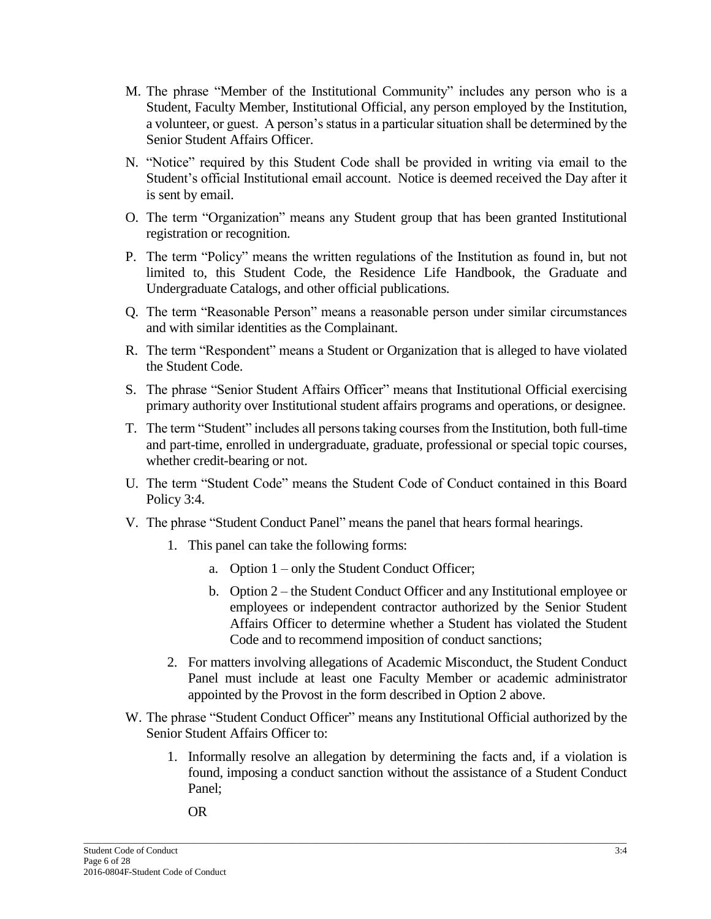M. The phrase "Member of the Institutional Community" includes any person who is a Student, Faculty Member, Institutional Official, any person employed by the Institution, a volunteer, or guest. A person's status in a particular situation shall be determined by the Senior Student Affairs Officer.

N. "Notice" required by this Student Code shall be provided in writing via email to the Student's official Institutional email account. Notice is deemed received the Day after it is sent by email.

O. The term "Organization" means any Student group that has been granted Institutional registration or recognition.

P. The term "Policy" means the written regulations of the Institution as found in, but not limited to, this Student Code, the Residence Life Handbook, the Graduate and Undergraduate Catalogs, and other official publications.

Q. The term "Reasonable Person" means a reasonable person under similar circumstances and with similar identities as the Complainant.

R. The term "Respondent" means a Student or Organization that is alleged to have violated the Student Code.

S. The phrase "Senior Student Affairs Officer" means that Institutional Official exercising primary authority over Institutional student affairs programs and operations, or designee.

T. The term "Student" includes all persons taking courses from the Institution, both full-time and part-time, enrolled in undergraduate, graduate, professional or special topic courses, whether credit-bearing or not.

U. The term "Student Code" means the Student Code of Conduct contained in this Board Policy 3:4.

V. The phrase "Student Conduct Panel" means the panel that hears formal hearings.

   1. This panel can take the following forms:

      a. Option 1 – only the Student Conduct Officer;

      b. Option 2 – the Student Conduct Officer and any Institutional employee or employees or independent contractor authorized by the Senior Student Affairs Officer to determine whether a Student has violated the Student Code and to recommend imposition of conduct sanctions;

   2. For matters involving allegations of Academic Misconduct, the Student Conduct Panel must include at least one Faculty Member or academic administrator appointed by the Provost in the form described in Option 2 above.

W. The phrase "Student Conduct Officer" means any Institutional Official authorized by the Senior Student Affairs Officer to:

   1. Informally resolve an allegation by determining the facts and, if a violation is found, imposing a conduct sanction without the assistance of a Student Conduct Panel;

      OR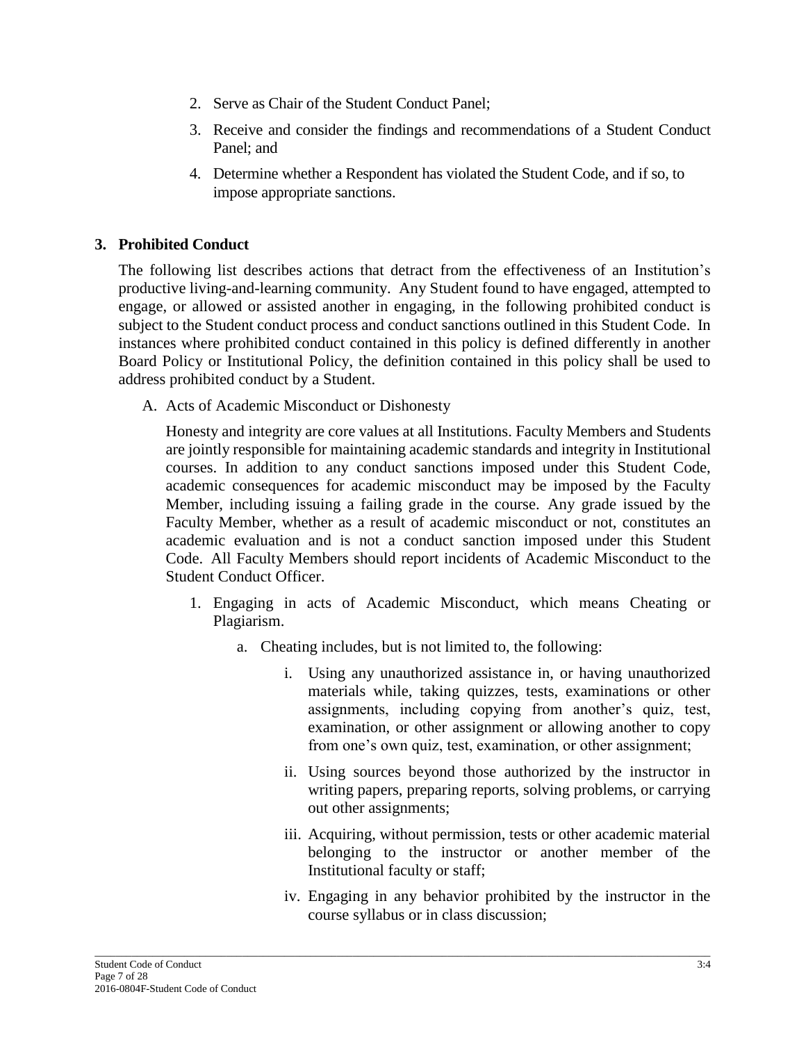2. Serve as Chair of the Student Conduct Panel;
3. Receive and consider the findings and recommendations of a Student Conduct Panel; and
4. Determine whether a Respondent has violated the Student Code, and if so, to impose appropriate sanctions.

## 3. Prohibited Conduct

The following list describes actions that detract from the effectiveness of an Institution's productive living-and-learning community. Any Student found to have engaged, attempted to engage, or allowed or assisted another in engaging, in the following prohibited conduct is subject to the Student conduct process and conduct sanctions outlined in this Student Code. In instances where prohibited conduct contained in this policy is defined differently in another Board Policy or Institutional Policy, the definition contained in this policy shall be used to address prohibited conduct by a Student.

A. Acts of Academic Misconduct or Dishonesty

Honesty and integrity are core values at all Institutions. Faculty Members and Students are jointly responsible for maintaining academic standards and integrity in Institutional courses. In addition to any conduct sanctions imposed under this Student Code, academic consequences for academic misconduct may be imposed by the Faculty Member, including issuing a failing grade in the course. Any grade issued by the Faculty Member, whether as a result of academic misconduct or not, constitutes an academic evaluation and is not a conduct sanction imposed under this Student Code. All Faculty Members should report incidents of Academic Misconduct to the Student Conduct Officer.

1. Engaging in acts of Academic Misconduct, which means Cheating or Plagiarism.
    a. Cheating includes, but is not limited to, the following:
        i. Using any unauthorized assistance in, or having unauthorized materials while, taking quizzes, tests, examinations or other assignments, including copying from another's quiz, test, examination, or other assignment or allowing another to copy from one's own quiz, test, examination, or other assignment;
        ii. Using sources beyond those authorized by the instructor in writing papers, preparing reports, solving problems, or carrying out other assignments;
        iii. Acquiring, without permission, tests or other academic material belonging to the instructor or another member of the Institutional faculty or staff;
        iv. Engaging in any behavior prohibited by the instructor in the course syllabus or in class discussion;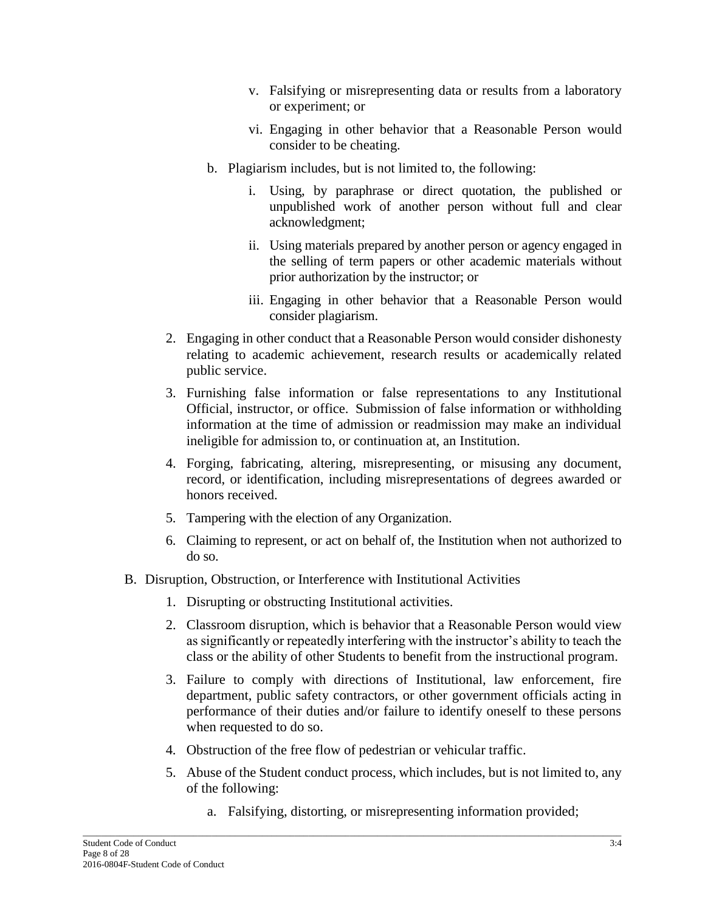v. Falsifying or misrepresenting data or results from a laboratory or experiment; or

vi. Engaging in other behavior that a Reasonable Person would consider to be cheating.

b. Plagiarism includes, but is not limited to, the following:

i. Using, by paraphrase or direct quotation, the published or unpublished work of another person without full and clear acknowledgment;

ii. Using materials prepared by another person or agency engaged in the selling of term papers or other academic materials without prior authorization by the instructor; or

iii. Engaging in other behavior that a Reasonable Person would consider plagiarism.

2. Engaging in other conduct that a Reasonable Person would consider dishonesty relating to academic achievement, research results or academically related public service.

3. Furnishing false information or false representations to any Institutional Official, instructor, or office. Submission of false information or withholding information at the time of admission or readmission may make an individual ineligible for admission to, or continuation at, an Institution.

4. Forging, fabricating, altering, misrepresenting, or misusing any document, record, or identification, including misrepresentations of degrees awarded or honors received.

5. Tampering with the election of any Organization.

6. Claiming to represent, or act on behalf of, the Institution when not authorized to do so.

B. Disruption, Obstruction, or Interference with Institutional Activities

1. Disrupting or obstructing Institutional activities.

2. Classroom disruption, which is behavior that a Reasonable Person would view as significantly or repeatedly interfering with the instructor's ability to teach the class or the ability of other Students to benefit from the instructional program.

3. Failure to comply with directions of Institutional, law enforcement, fire department, public safety contractors, or other government officials acting in performance of their duties and/or failure to identify oneself to these persons when requested to do so.

4. Obstruction of the free flow of pedestrian or vehicular traffic.

5. Abuse of the Student conduct process, which includes, but is not limited to, any of the following:

a. Falsifying, distorting, or misrepresenting information provided;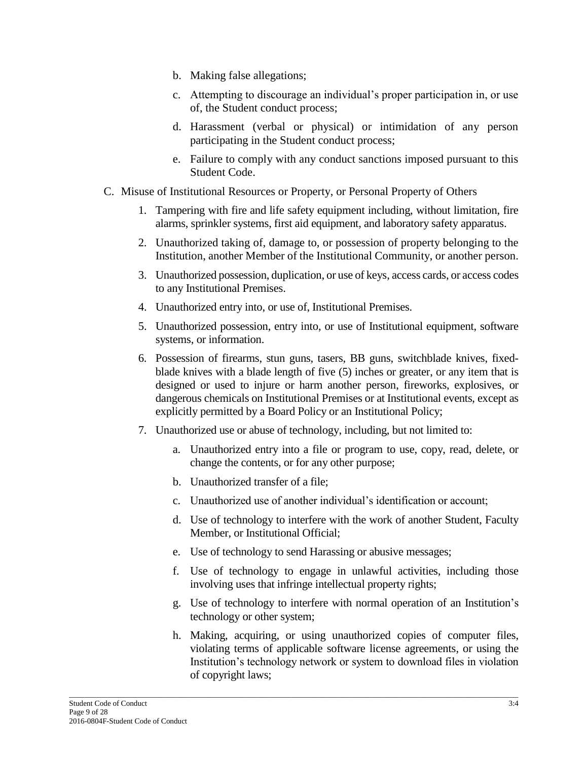b. Making false allegations;

c. Attempting to discourage an individual's proper participation in, or use of, the Student conduct process;

d. Harassment (verbal or physical) or intimidation of any person participating in the Student conduct process;

e. Failure to comply with any conduct sanctions imposed pursuant to this Student Code.

C. Misuse of Institutional Resources or Property, or Personal Property of Others

1. Tampering with fire and life safety equipment including, without limitation, fire alarms, sprinkler systems, first aid equipment, and laboratory safety apparatus.

2. Unauthorized taking of, damage to, or possession of property belonging to the Institution, another Member of the Institutional Community, or another person.

3. Unauthorized possession, duplication, or use of keys, access cards, or access codes to any Institutional Premises.

4. Unauthorized entry into, or use of, Institutional Premises.

5. Unauthorized possession, entry into, or use of Institutional equipment, software systems, or information.

6. Possession of firearms, stun guns, tasers, BB guns, switchblade knives, fixed-blade knives with a blade length of five (5) inches or greater, or any item that is designed or used to injure or harm another person, fireworks, explosives, or dangerous chemicals on Institutional Premises or at Institutional events, except as explicitly permitted by a Board Policy or an Institutional Policy;

7. Unauthorized use or abuse of technology, including, but not limited to:

    a. Unauthorized entry into a file or program to use, copy, read, delete, or change the contents, or for any other purpose;

    b. Unauthorized transfer of a file;

    c. Unauthorized use of another individual's identification or account;

    d. Use of technology to interfere with the work of another Student, Faculty Member, or Institutional Official;

    e. Use of technology to send Harassing or abusive messages;

    f. Use of technology to engage in unlawful activities, including those involving uses that infringe intellectual property rights;

    g. Use of technology to interfere with normal operation of an Institution's technology or other system;

    h. Making, acquiring, or using unauthorized copies of computer files, violating terms of applicable software license agreements, or using the Institution's technology network or system to download files in violation of copyright laws;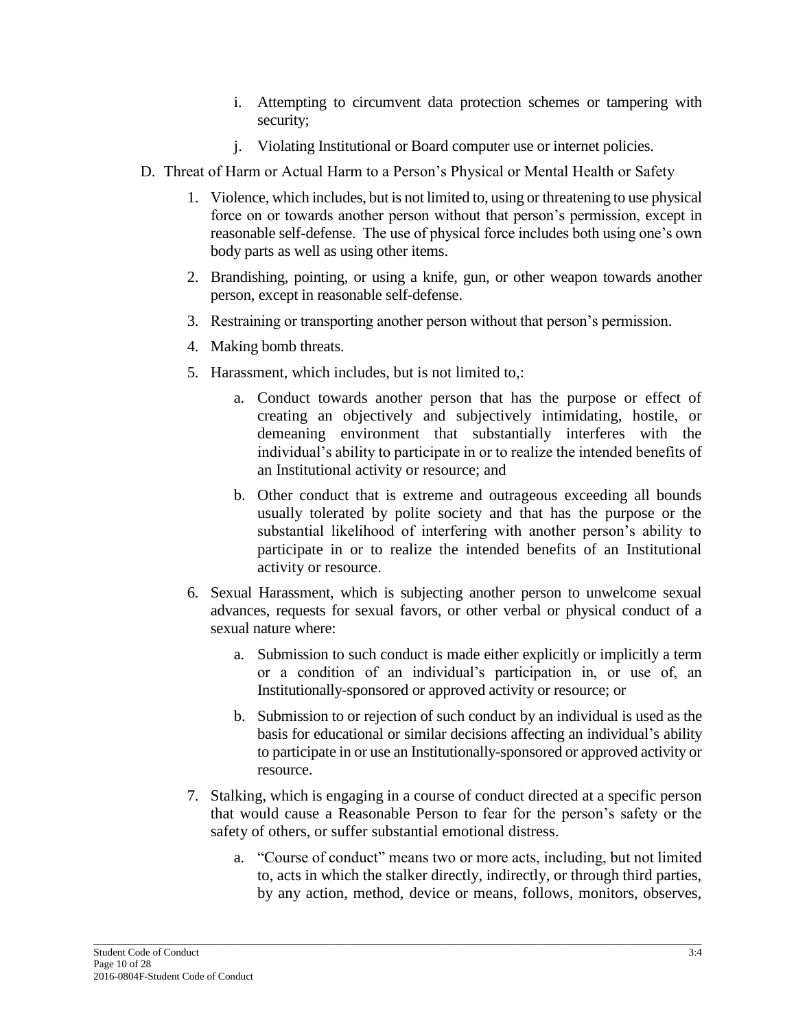i. Attempting to circumvent data protection schemes or tampering with security;

j. Violating Institutional or Board computer use or internet policies.

D. Threat of Harm or Actual Harm to a Person's Physical or Mental Health or Safety

1. Violence, which includes, but is not limited to, using or threatening to use physical force on or towards another person without that person's permission, except in reasonable self-defense. The use of physical force includes both using one's own body parts as well as using other items.

2. Brandishing, pointing, or using a knife, gun, or other weapon towards another person, except in reasonable self-defense.

3. Restraining or transporting another person without that person's permission.

4. Making bomb threats.

5. Harassment, which includes, but is not limited to,:

   a. Conduct towards another person that has the purpose or effect of creating an objectively and subjectively intimidating, hostile, or demeaning environment that substantially interferes with the individual's ability to participate in or to realize the intended benefits of an Institutional activity or resource; and

   b. Other conduct that is extreme and outrageous exceeding all bounds usually tolerated by polite society and that has the purpose or the substantial likelihood of interfering with another person's ability to participate in or to realize the intended benefits of an Institutional activity or resource.

6. Sexual Harassment, which is subjecting another person to unwelcome sexual advances, requests for sexual favors, or other verbal or physical conduct of a sexual nature where:

   a. Submission to such conduct is made either explicitly or implicitly a term or a condition of an individual's participation in, or use of, an Institutionally-sponsored or approved activity or resource; or

   b. Submission to or rejection of such conduct by an individual is used as the basis for educational or similar decisions affecting an individual's ability to participate in or use an Institutionally-sponsored or approved activity or resource.

7. Stalking, which is engaging in a course of conduct directed at a specific person that would cause a Reasonable Person to fear for the person's safety or the safety of others, or suffer substantial emotional distress.

   a. "Course of conduct" means two or more acts, including, but not limited to, acts in which the stalker directly, indirectly, or through third parties, by any action, method, device or means, follows, monitors, observes,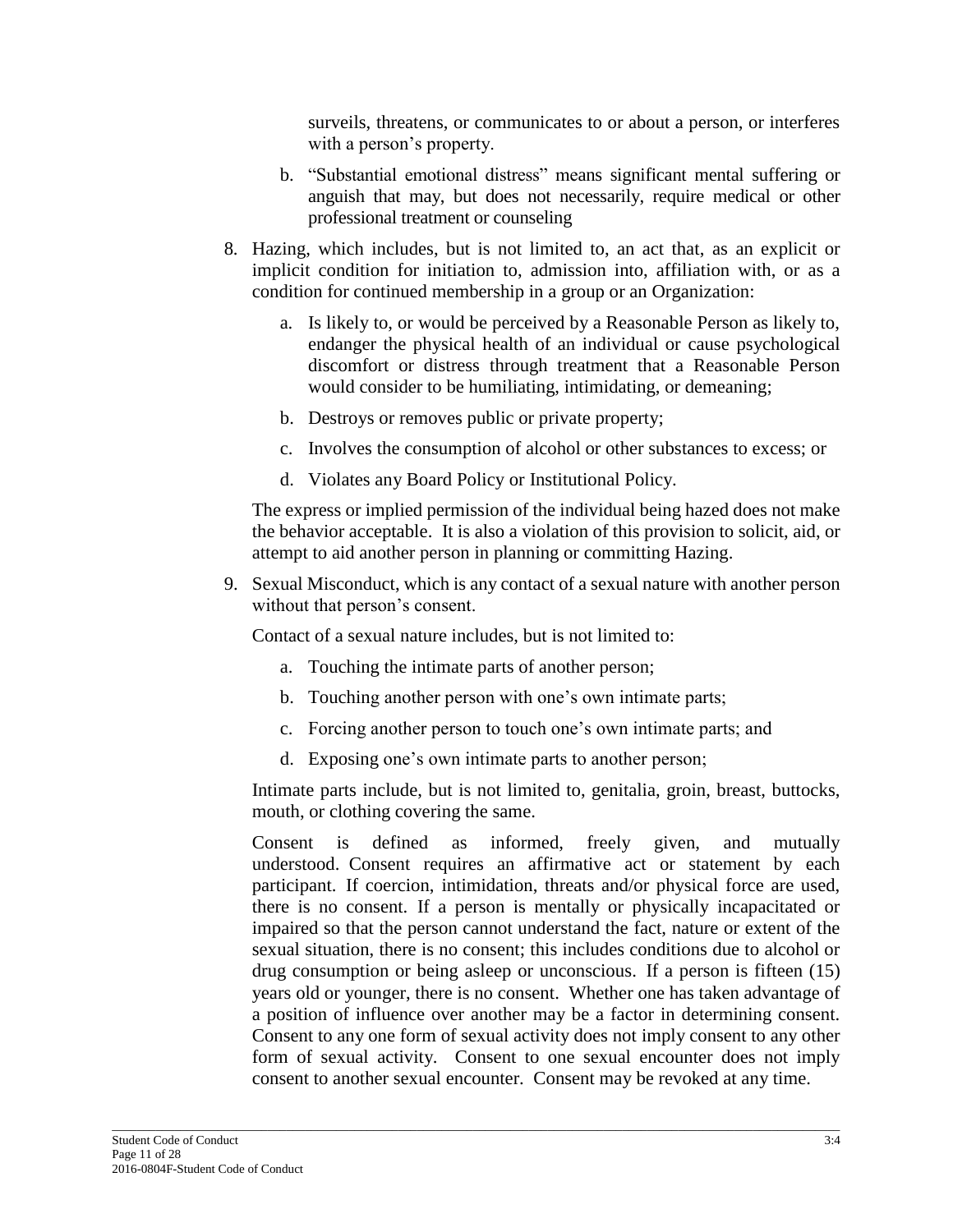surveils, threatens, or communicates to or about a person, or interferes with a person's property.

   b. "Substantial emotional distress" means significant mental suffering or anguish that may, but does not necessarily, require medical or other professional treatment or counseling

8. Hazing, which includes, but is not limited to, an act that, as an explicit or implicit condition for initiation to, admission into, affiliation with, or as a condition for continued membership in a group or an Organization:

   a. Is likely to, or would be perceived by a Reasonable Person as likely to, endanger the physical health of an individual or cause psychological discomfort or distress through treatment that a Reasonable Person would consider to be humiliating, intimidating, or demeaning;

   b. Destroys or removes public or private property;

   c. Involves the consumption of alcohol or other substances to excess; or

   d. Violates any Board Policy or Institutional Policy.

   The express or implied permission of the individual being hazed does not make the behavior acceptable. It is also a violation of this provision to solicit, aid, or attempt to aid another person in planning or committing Hazing.

9. Sexual Misconduct, which is any contact of a sexual nature with another person without that person's consent.

   Contact of a sexual nature includes, but is not limited to:

   a. Touching the intimate parts of another person;

   b. Touching another person with one's own intimate parts;

   c. Forcing another person to touch one's own intimate parts; and

   d. Exposing one's own intimate parts to another person;

   Intimate parts include, but is not limited to, genitalia, groin, breast, buttocks, mouth, or clothing covering the same.

   Consent is defined as informed, freely given, and mutually understood. Consent requires an affirmative act or statement by each participant. If coercion, intimidation, threats and/or physical force are used, there is no consent. If a person is mentally or physically incapacitated or impaired so that the person cannot understand the fact, nature or extent of the sexual situation, there is no consent; this includes conditions due to alcohol or drug consumption or being asleep or unconscious. If a person is fifteen (15) years old or younger, there is no consent. Whether one has taken advantage of a position of influence over another may be a factor in determining consent. Consent to any one form of sexual activity does not imply consent to any other form of sexual activity. Consent to one sexual encounter does not imply consent to another sexual encounter. Consent may be revoked at any time.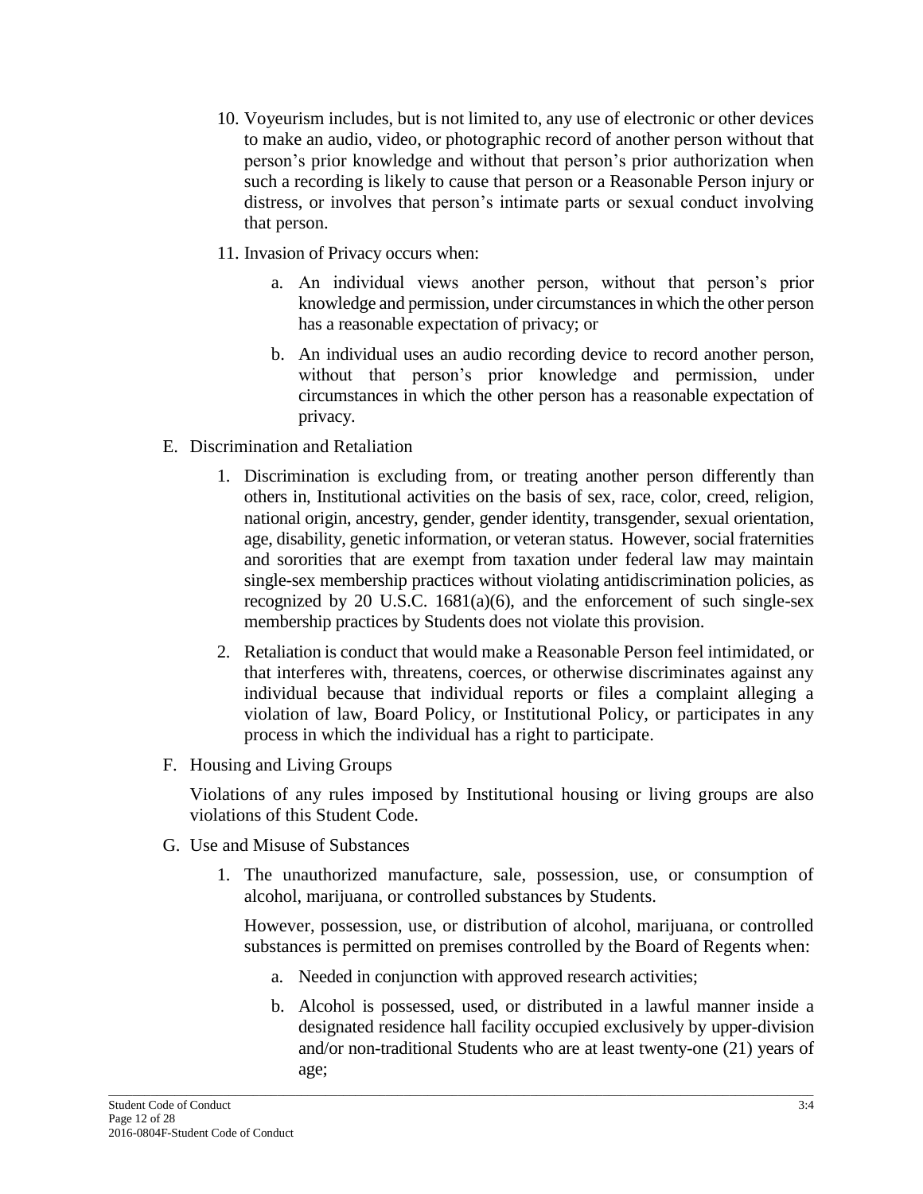10. Voyeurism includes, but is not limited to, any use of electronic or other devices to make an audio, video, or photographic record of another person without that person's prior knowledge and without that person's prior authorization when such a recording is likely to cause that person or a Reasonable Person injury or distress, or involves that person's intimate parts or sexual conduct involving that person.

11. Invasion of Privacy occurs when:

    a. An individual views another person, without that person's prior knowledge and permission, under circumstances in which the other person has a reasonable expectation of privacy; or

    b. An individual uses an audio recording device to record another person, without that person's prior knowledge and permission, under circumstances in which the other person has a reasonable expectation of privacy.

E. Discrimination and Retaliation

1. Discrimination is excluding from, or treating another person differently than others in, Institutional activities on the basis of sex, race, color, creed, religion, national origin, ancestry, gender, gender identity, transgender, sexual orientation, age, disability, genetic information, or veteran status. However, social fraternities and sororities that are exempt from taxation under federal law may maintain single-sex membership practices without violating antidiscrimination policies, as recognized by 20 U.S.C. 1681(a)(6), and the enforcement of such single-sex membership practices by Students does not violate this provision.

2. Retaliation is conduct that would make a Reasonable Person feel intimidated, or that interferes with, threatens, coerces, or otherwise discriminates against any individual because that individual reports or files a complaint alleging a violation of law, Board Policy, or Institutional Policy, or participates in any process in which the individual has a right to participate.

F. Housing and Living Groups

Violations of any rules imposed by Institutional housing or living groups are also violations of this Student Code.

G. Use and Misuse of Substances

1. The unauthorized manufacture, sale, possession, use, or consumption of alcohol, marijuana, or controlled substances by Students.

   However, possession, use, or distribution of alcohol, marijuana, or controlled substances is permitted on premises controlled by the Board of Regents when:

    a. Needed in conjunction with approved research activities;

    b. Alcohol is possessed, used, or distributed in a lawful manner inside a designated residence hall facility occupied exclusively by upper-division and/or non-traditional Students who are at least twenty-one (21) years of age;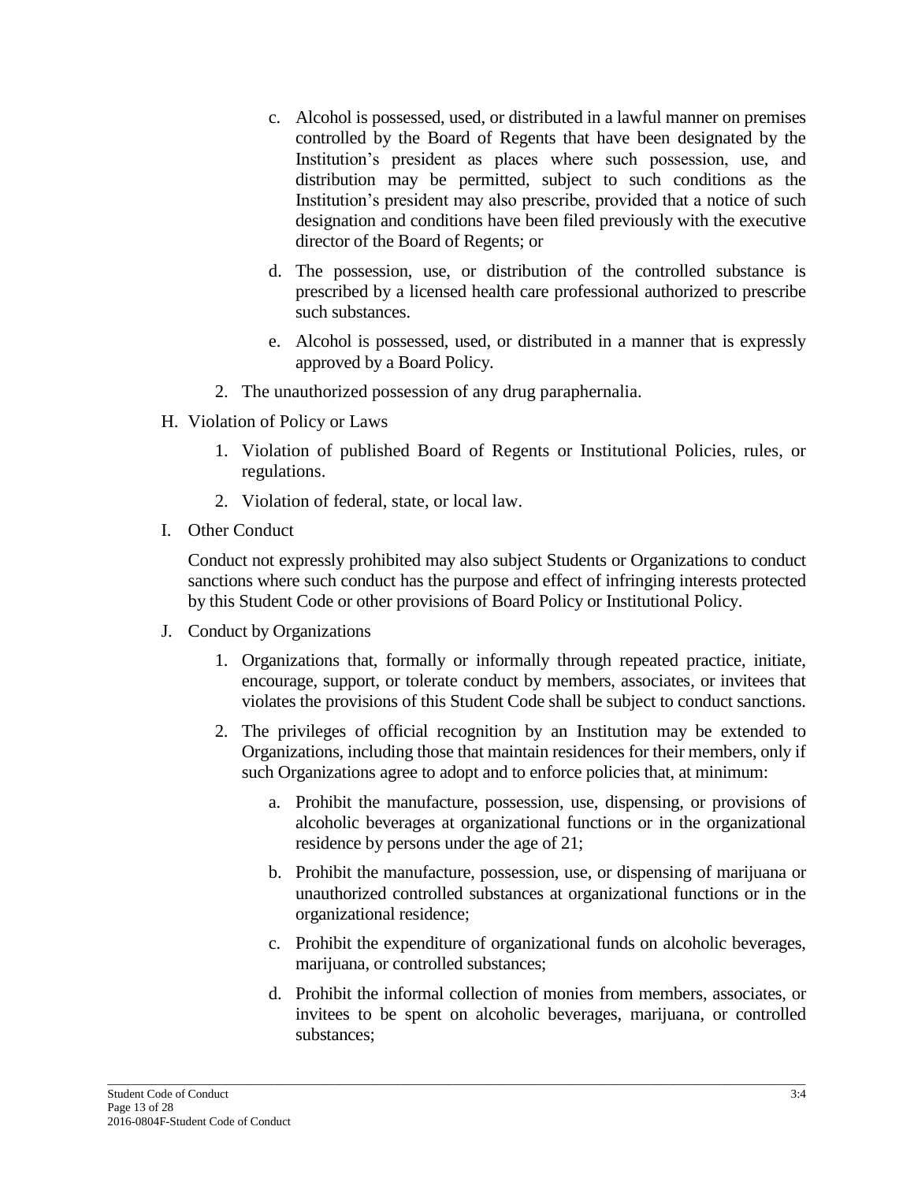c. Alcohol is possessed, used, or distributed in a lawful manner on premises controlled by the Board of Regents that have been designated by the Institution's president as places where such possession, use, and distribution may be permitted, subject to such conditions as the Institution's president may also prescribe, provided that a notice of such designation and conditions have been filed previously with the executive director of the Board of Regents; or

d. The possession, use, or distribution of the controlled substance is prescribed by a licensed health care professional authorized to prescribe such substances.

e. Alcohol is possessed, used, or distributed in a manner that is expressly approved by a Board Policy.

2. The unauthorized possession of any drug paraphernalia.

H. Violation of Policy or Laws

1. Violation of published Board of Regents or Institutional Policies, rules, or regulations.

2. Violation of federal, state, or local law.

I. Other Conduct

Conduct not expressly prohibited may also subject Students or Organizations to conduct sanctions where such conduct has the purpose and effect of infringing interests protected by this Student Code or other provisions of Board Policy or Institutional Policy.

J. Conduct by Organizations

1. Organizations that, formally or informally through repeated practice, initiate, encourage, support, or tolerate conduct by members, associates, or invitees that violates the provisions of this Student Code shall be subject to conduct sanctions.

2. The privileges of official recognition by an Institution may be extended to Organizations, including those that maintain residences for their members, only if such Organizations agree to adopt and to enforce policies that, at minimum:

   a. Prohibit the manufacture, possession, use, dispensing, or provisions of alcoholic beverages at organizational functions or in the organizational residence by persons under the age of 21;

   b. Prohibit the manufacture, possession, use, or dispensing of marijuana or unauthorized controlled substances at organizational functions or in the organizational residence;

   c. Prohibit the expenditure of organizational funds on alcoholic beverages, marijuana, or controlled substances;

   d. Prohibit the informal collection of monies from members, associates, or invitees to be spent on alcoholic beverages, marijuana, or controlled substances;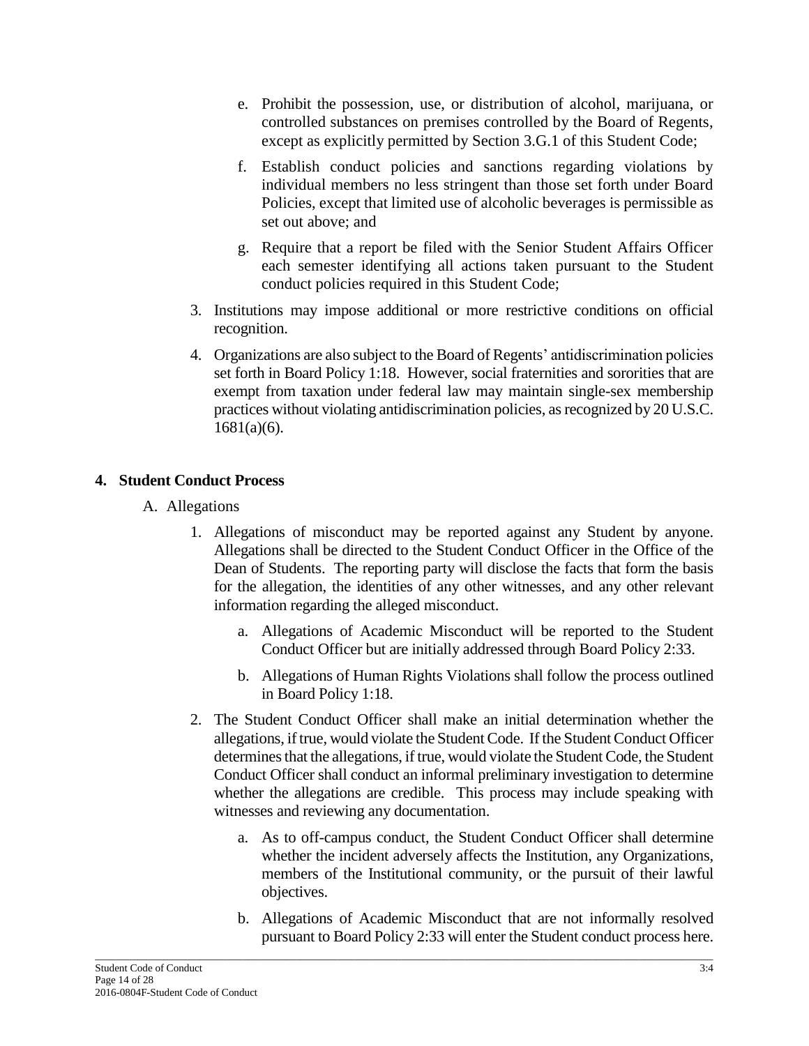e. Prohibit the possession, use, or distribution of alcohol, marijuana, or controlled substances on premises controlled by the Board of Regents, except as explicitly permitted by Section 3.G.1 of this Student Code;

f. Establish conduct policies and sanctions regarding violations by individual members no less stringent than those set forth under Board Policies, except that limited use of alcoholic beverages is permissible as set out above; and

g. Require that a report be filed with the Senior Student Affairs Officer each semester identifying all actions taken pursuant to the Student conduct policies required in this Student Code;

3. Institutions may impose additional or more restrictive conditions on official recognition.

4. Organizations are also subject to the Board of Regents' antidiscrimination policies set forth in Board Policy 1:18. However, social fraternities and sororities that are exempt from taxation under federal law may maintain single-sex membership practices without violating antidiscrimination policies, as recognized by 20 U.S.C. 1681(a)(6).

## 4. Student Conduct Process

A. Allegations

1. Allegations of misconduct may be reported against any Student by anyone. Allegations shall be directed to the Student Conduct Officer in the Office of the Dean of Students. The reporting party will disclose the facts that form the basis for the allegation, the identities of any other witnesses, and any other relevant information regarding the alleged misconduct.

   a. Allegations of Academic Misconduct will be reported to the Student Conduct Officer but are initially addressed through Board Policy 2:33.

   b. Allegations of Human Rights Violations shall follow the process outlined in Board Policy 1:18.

2. The Student Conduct Officer shall make an initial determination whether the allegations, if true, would violate the Student Code. If the Student Conduct Officer determines that the allegations, if true, would violate the Student Code, the Student Conduct Officer shall conduct an informal preliminary investigation to determine whether the allegations are credible. This process may include speaking with witnesses and reviewing any documentation.

   a. As to off-campus conduct, the Student Conduct Officer shall determine whether the incident adversely affects the Institution, any Organizations, members of the Institutional community, or the pursuit of their lawful objectives.

   b. Allegations of Academic Misconduct that are not informally resolved pursuant to Board Policy 2:33 will enter the Student conduct process here.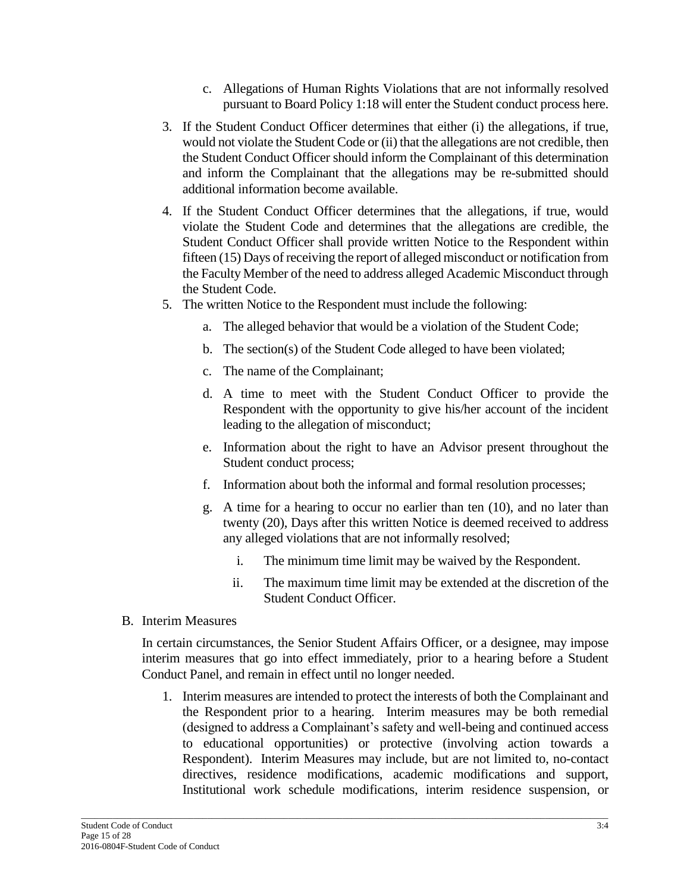c. Allegations of Human Rights Violations that are not informally resolved pursuant to Board Policy 1:18 will enter the Student conduct process here.

3. If the Student Conduct Officer determines that either (i) the allegations, if true, would not violate the Student Code or (ii) that the allegations are not credible, then the Student Conduct Officer should inform the Complainant of this determination and inform the Complainant that the allegations may be re-submitted should additional information become available.

4. If the Student Conduct Officer determines that the allegations, if true, would violate the Student Code and determines that the allegations are credible, the Student Conduct Officer shall provide written Notice to the Respondent within fifteen (15) Days of receiving the report of alleged misconduct or notification from the Faculty Member of the need to address alleged Academic Misconduct through the Student Code.

5. The written Notice to the Respondent must include the following:

   a. The alleged behavior that would be a violation of the Student Code;

   b. The section(s) of the Student Code alleged to have been violated;

   c. The name of the Complainant;

   d. A time to meet with the Student Conduct Officer to provide the Respondent with the opportunity to give his/her account of the incident leading to the allegation of misconduct;

   e. Information about the right to have an Advisor present throughout the Student conduct process;

   f. Information about both the informal and formal resolution processes;

   g. A time for a hearing to occur no earlier than ten (10), and no later than twenty (20), Days after this written Notice is deemed received to address any alleged violations that are not informally resolved;

      i. The minimum time limit may be waived by the Respondent.

      ii. The maximum time limit may be extended at the discretion of the Student Conduct Officer.

B. Interim Measures

In certain circumstances, the Senior Student Affairs Officer, or a designee, may impose interim measures that go into effect immediately, prior to a hearing before a Student Conduct Panel, and remain in effect until no longer needed.

1. Interim measures are intended to protect the interests of both the Complainant and the Respondent prior to a hearing. Interim measures may be both remedial (designed to address a Complainant's safety and well-being and continued access to educational opportunities) or protective (involving action towards a Respondent). Interim Measures may include, but are not limited to, no-contact directives, residence modifications, academic modifications and support, Institutional work schedule modifications, interim residence suspension, or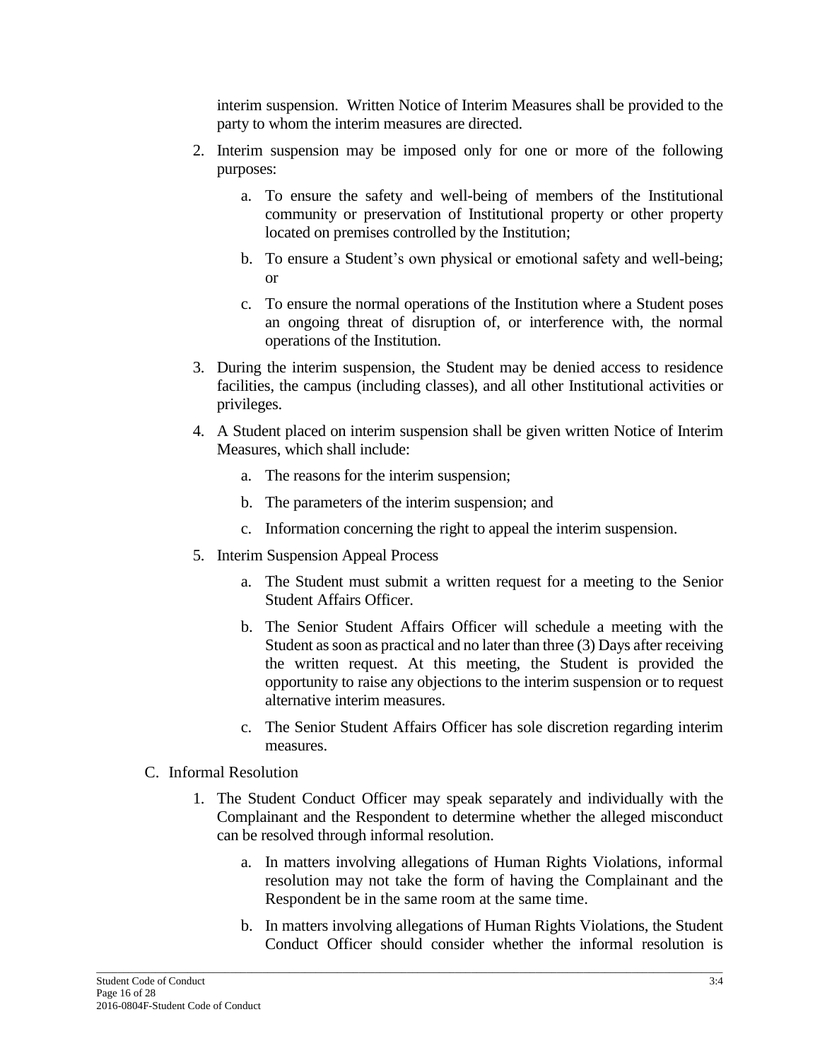interim suspension. Written Notice of Interim Measures shall be provided to the party to whom the interim measures are directed.

2. Interim suspension may be imposed only for one or more of the following purposes:

    a. To ensure the safety and well-being of members of the Institutional community or preservation of Institutional property or other property located on premises controlled by the Institution;

    b. To ensure a Student's own physical or emotional safety and well-being; or

    c. To ensure the normal operations of the Institution where a Student poses an ongoing threat of disruption of, or interference with, the normal operations of the Institution.

3. During the interim suspension, the Student may be denied access to residence facilities, the campus (including classes), and all other Institutional activities or privileges.

4. A Student placed on interim suspension shall be given written Notice of Interim Measures, which shall include:

    a. The reasons for the interim suspension;

    b. The parameters of the interim suspension; and

    c. Information concerning the right to appeal the interim suspension.

5. Interim Suspension Appeal Process

    a. The Student must submit a written request for a meeting to the Senior Student Affairs Officer.

    b. The Senior Student Affairs Officer will schedule a meeting with the Student as soon as practical and no later than three (3) Days after receiving the written request. At this meeting, the Student is provided the opportunity to raise any objections to the interim suspension or to request alternative interim measures.

    c. The Senior Student Affairs Officer has sole discretion regarding interim measures.

C. Informal Resolution

1. The Student Conduct Officer may speak separately and individually with the Complainant and the Respondent to determine whether the alleged misconduct can be resolved through informal resolution.

    a. In matters involving allegations of Human Rights Violations, informal resolution may not take the form of having the Complainant and the Respondent be in the same room at the same time.

    b. In matters involving allegations of Human Rights Violations, the Student Conduct Officer should consider whether the informal resolution is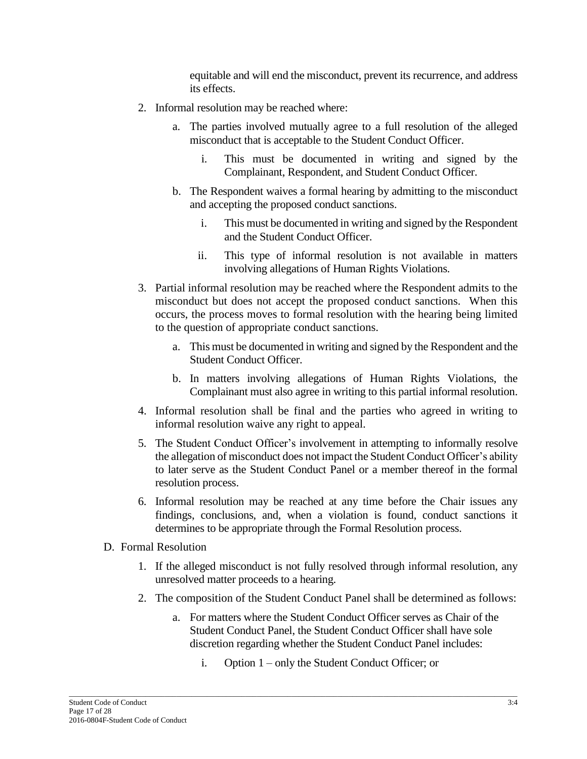equitable and will end the misconduct, prevent its recurrence, and address its effects.

2. Informal resolution may be reached where:
   a. The parties involved mutually agree to a full resolution of the alleged misconduct that is acceptable to the Student Conduct Officer.
      i. This must be documented in writing and signed by the Complainant, Respondent, and Student Conduct Officer.
   b. The Respondent waives a formal hearing by admitting to the misconduct and accepting the proposed conduct sanctions.
      i. This must be documented in writing and signed by the Respondent and the Student Conduct Officer.
      ii. This type of informal resolution is not available in matters involving allegations of Human Rights Violations.
3. Partial informal resolution may be reached where the Respondent admits to the misconduct but does not accept the proposed conduct sanctions. When this occurs, the process moves to formal resolution with the hearing being limited to the question of appropriate conduct sanctions.
   a. This must be documented in writing and signed by the Respondent and the Student Conduct Officer.
   b. In matters involving allegations of Human Rights Violations, the Complainant must also agree in writing to this partial informal resolution.
4. Informal resolution shall be final and the parties who agreed in writing to informal resolution waive any right to appeal.
5. The Student Conduct Officer's involvement in attempting to informally resolve the allegation of misconduct does not impact the Student Conduct Officer's ability to later serve as the Student Conduct Panel or a member thereof in the formal resolution process.
6. Informal resolution may be reached at any time before the Chair issues any findings, conclusions, and, when a violation is found, conduct sanctions it determines to be appropriate through the Formal Resolution process.

D. Formal Resolution

1. If the alleged misconduct is not fully resolved through informal resolution, any unresolved matter proceeds to a hearing.
2. The composition of the Student Conduct Panel shall be determined as follows:
   a. For matters where the Student Conduct Officer serves as Chair of the Student Conduct Panel, the Student Conduct Officer shall have sole discretion regarding whether the Student Conduct Panel includes:
      i. Option 1 – only the Student Conduct Officer; or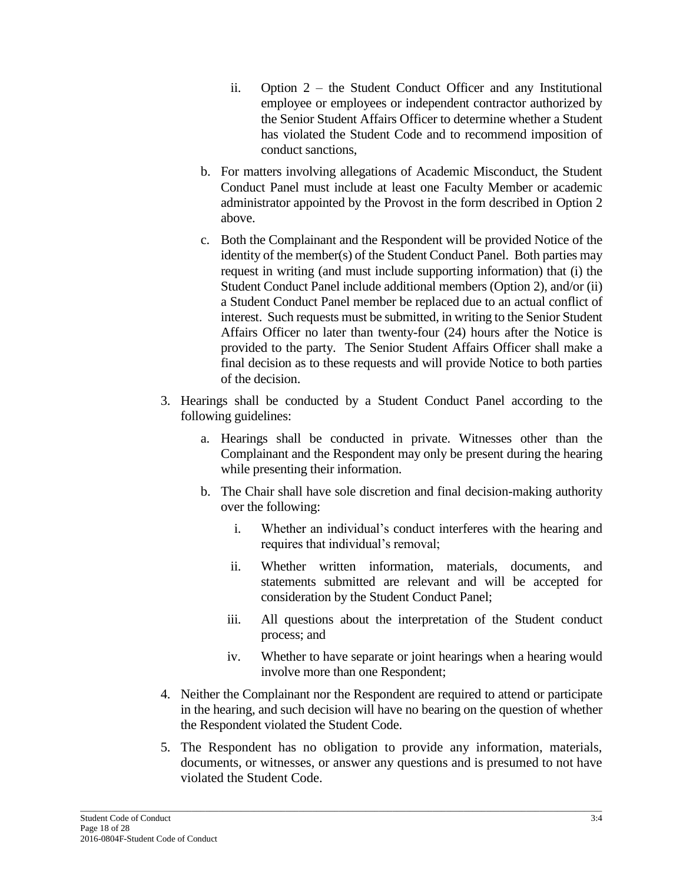ii. Option 2 – the Student Conduct Officer and any Institutional employee or employees or independent contractor authorized by the Senior Student Affairs Officer to determine whether a Student has violated the Student Code and to recommend imposition of conduct sanctions,

   b. For matters involving allegations of Academic Misconduct, the Student Conduct Panel must include at least one Faculty Member or academic administrator appointed by the Provost in the form described in Option 2 above.

   c. Both the Complainant and the Respondent will be provided Notice of the identity of the member(s) of the Student Conduct Panel. Both parties may request in writing (and must include supporting information) that (i) the Student Conduct Panel include additional members (Option 2), and/or (ii) a Student Conduct Panel member be replaced due to an actual conflict of interest. Such requests must be submitted, in writing to the Senior Student Affairs Officer no later than twenty-four (24) hours after the Notice is provided to the party. The Senior Student Affairs Officer shall make a final decision as to these requests and will provide Notice to both parties of the decision.

3. Hearings shall be conducted by a Student Conduct Panel according to the following guidelines:

   a. Hearings shall be conducted in private. Witnesses other than the Complainant and the Respondent may only be present during the hearing while presenting their information.

   b. The Chair shall have sole discretion and final decision-making authority over the following:

      i. Whether an individual's conduct interferes with the hearing and requires that individual's removal;

      ii. Whether written information, materials, documents, and statements submitted are relevant and will be accepted for consideration by the Student Conduct Panel;

      iii. All questions about the interpretation of the Student conduct process; and

      iv. Whether to have separate or joint hearings when a hearing would involve more than one Respondent;

4. Neither the Complainant nor the Respondent are required to attend or participate in the hearing, and such decision will have no bearing on the question of whether the Respondent violated the Student Code.

5. The Respondent has no obligation to provide any information, materials, documents, or witnesses, or answer any questions and is presumed to not have violated the Student Code.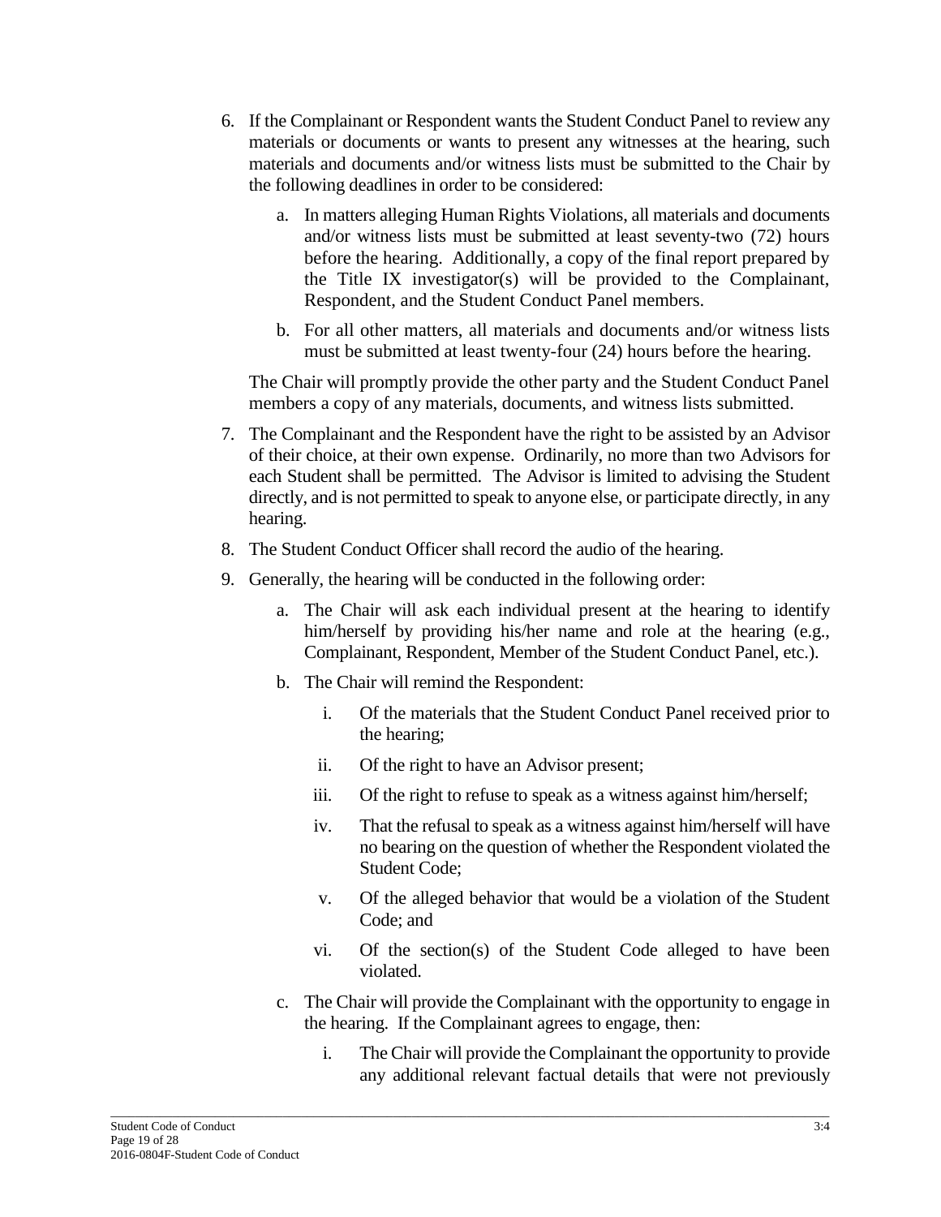6. If the Complainant or Respondent wants the Student Conduct Panel to review any materials or documents or wants to present any witnesses at the hearing, such materials and documents and/or witness lists must be submitted to the Chair by the following deadlines in order to be considered:

    a. In matters alleging Human Rights Violations, all materials and documents and/or witness lists must be submitted at least seventy-two (72) hours before the hearing. Additionally, a copy of the final report prepared by the Title IX investigator(s) will be provided to the Complainant, Respondent, and the Student Conduct Panel members.

    b. For all other matters, all materials and documents and/or witness lists must be submitted at least twenty-four (24) hours before the hearing.

    The Chair will promptly provide the other party and the Student Conduct Panel members a copy of any materials, documents, and witness lists submitted.

7. The Complainant and the Respondent have the right to be assisted by an Advisor of their choice, at their own expense. Ordinarily, no more than two Advisors for each Student shall be permitted. The Advisor is limited to advising the Student directly, and is not permitted to speak to anyone else, or participate directly, in any hearing.

8. The Student Conduct Officer shall record the audio of the hearing.

9. Generally, the hearing will be conducted in the following order:

    a. The Chair will ask each individual present at the hearing to identify him/herself by providing his/her name and role at the hearing (e.g., Complainant, Respondent, Member of the Student Conduct Panel, etc.).

    b. The Chair will remind the Respondent:

        i. Of the materials that the Student Conduct Panel received prior to the hearing;

        ii. Of the right to have an Advisor present;

        iii. Of the right to refuse to speak as a witness against him/herself;

        iv. That the refusal to speak as a witness against him/herself will have no bearing on the question of whether the Respondent violated the Student Code;

        v. Of the alleged behavior that would be a violation of the Student Code; and

        vi. Of the section(s) of the Student Code alleged to have been violated.

    c. The Chair will provide the Complainant with the opportunity to engage in the hearing. If the Complainant agrees to engage, then:

        i. The Chair will provide the Complainant the opportunity to provide any additional relevant factual details that were not previously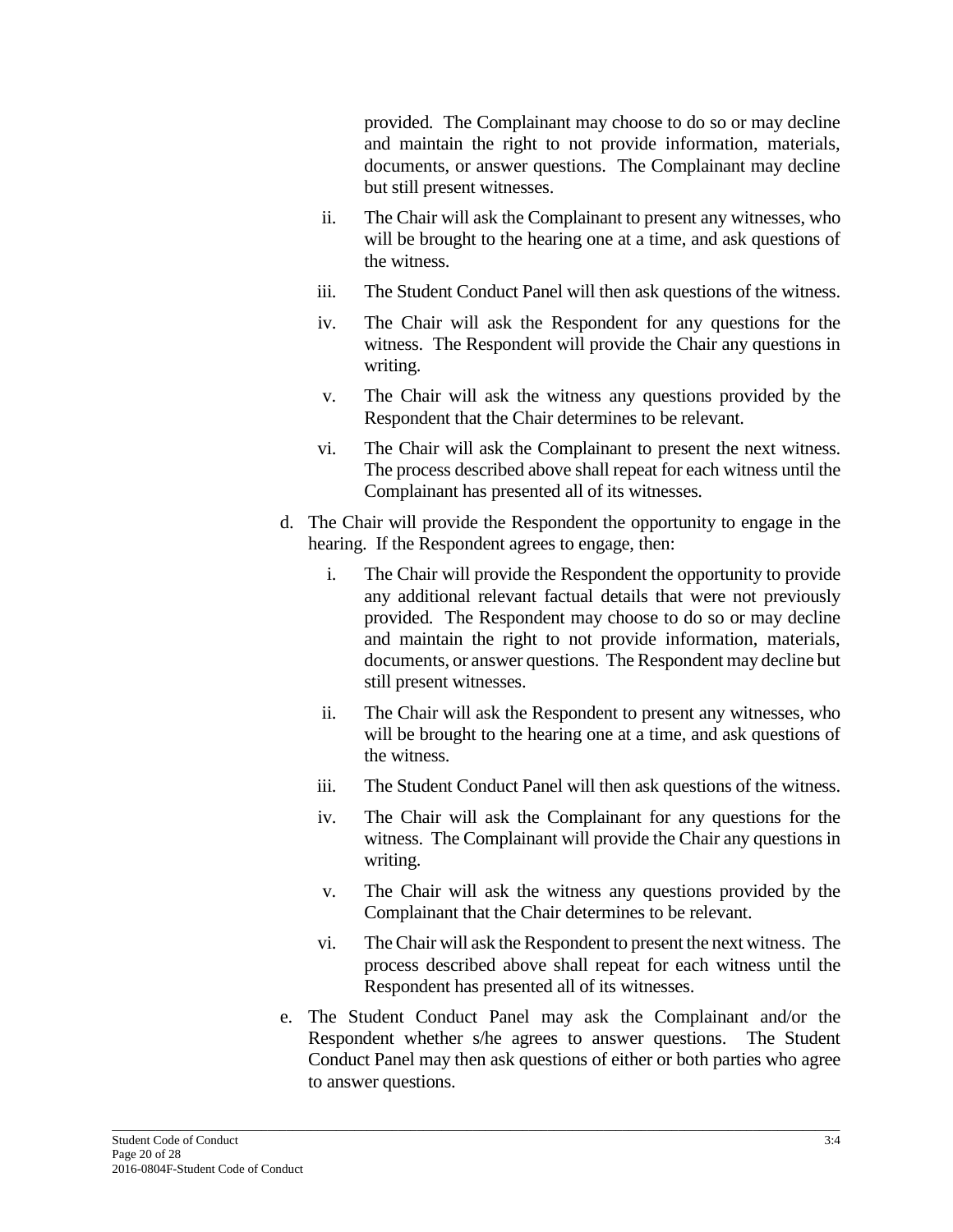provided. The Complainant may choose to do so or may decline and maintain the right to not provide information, materials, documents, or answer questions. The Complainant may decline but still present witnesses.

    ii. The Chair will ask the Complainant to present any witnesses, who will be brought to the hearing one at a time, and ask questions of the witness.

    iii. The Student Conduct Panel will then ask questions of the witness.

    iv. The Chair will ask the Respondent for any questions for the witness. The Respondent will provide the Chair any questions in writing.

    v. The Chair will ask the witness any questions provided by the Respondent that the Chair determines to be relevant.

    vi. The Chair will ask the Complainant to present the next witness. The process described above shall repeat for each witness until the Complainant has presented all of its witnesses.

d. The Chair will provide the Respondent the opportunity to engage in the hearing. If the Respondent agrees to engage, then:

    i. The Chair will provide the Respondent the opportunity to provide any additional relevant factual details that were not previously provided. The Respondent may choose to do so or may decline and maintain the right to not provide information, materials, documents, or answer questions. The Respondent may decline but still present witnesses.

    ii. The Chair will ask the Respondent to present any witnesses, who will be brought to the hearing one at a time, and ask questions of the witness.

    iii. The Student Conduct Panel will then ask questions of the witness.

    iv. The Chair will ask the Complainant for any questions for the witness. The Complainant will provide the Chair any questions in writing.

    v. The Chair will ask the witness any questions provided by the Complainant that the Chair determines to be relevant.

    vi. The Chair will ask the Respondent to present the next witness. The process described above shall repeat for each witness until the Respondent has presented all of its witnesses.

e. The Student Conduct Panel may ask the Complainant and/or the Respondent whether s/he agrees to answer questions. The Student Conduct Panel may then ask questions of either or both parties who agree to answer questions.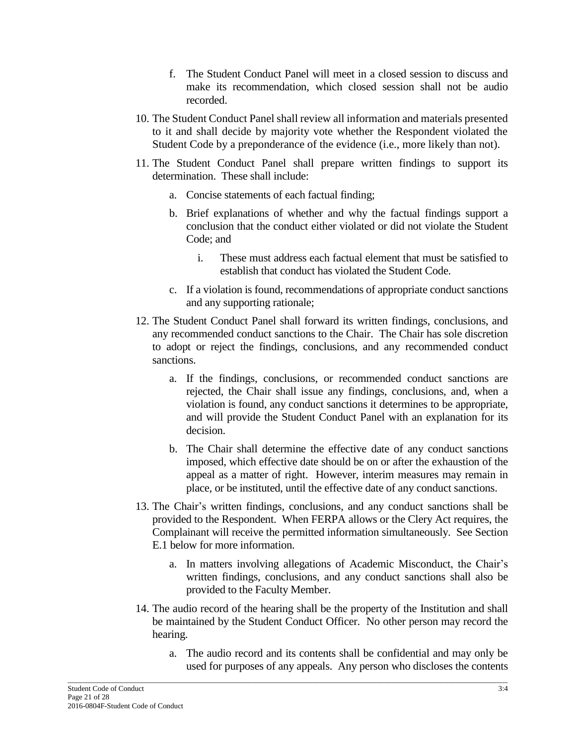f. The Student Conduct Panel will meet in a closed session to discuss and make its recommendation, which closed session shall not be audio recorded.

10. The Student Conduct Panel shall review all information and materials presented to it and shall decide by majority vote whether the Respondent violated the Student Code by a preponderance of the evidence (i.e., more likely than not).

11. The Student Conduct Panel shall prepare written findings to support its determination. These shall include:

    a. Concise statements of each factual finding;

    b. Brief explanations of whether and why the factual findings support a conclusion that the conduct either violated or did not violate the Student Code; and

        i. These must address each factual element that must be satisfied to establish that conduct has violated the Student Code.

    c. If a violation is found, recommendations of appropriate conduct sanctions and any supporting rationale;

12. The Student Conduct Panel shall forward its written findings, conclusions, and any recommended conduct sanctions to the Chair. The Chair has sole discretion to adopt or reject the findings, conclusions, and any recommended conduct sanctions.

    a. If the findings, conclusions, or recommended conduct sanctions are rejected, the Chair shall issue any findings, conclusions, and, when a violation is found, any conduct sanctions it determines to be appropriate, and will provide the Student Conduct Panel with an explanation for its decision.

    b. The Chair shall determine the effective date of any conduct sanctions imposed, which effective date should be on or after the exhaustion of the appeal as a matter of right. However, interim measures may remain in place, or be instituted, until the effective date of any conduct sanctions.

13. The Chair's written findings, conclusions, and any conduct sanctions shall be provided to the Respondent. When FERPA allows or the Clery Act requires, the Complainant will receive the permitted information simultaneously. See Section E.1 below for more information.

    a. In matters involving allegations of Academic Misconduct, the Chair's written findings, conclusions, and any conduct sanctions shall also be provided to the Faculty Member.

14. The audio record of the hearing shall be the property of the Institution and shall be maintained by the Student Conduct Officer. No other person may record the hearing.

    a. The audio record and its contents shall be confidential and may only be used for purposes of any appeals. Any person who discloses the contents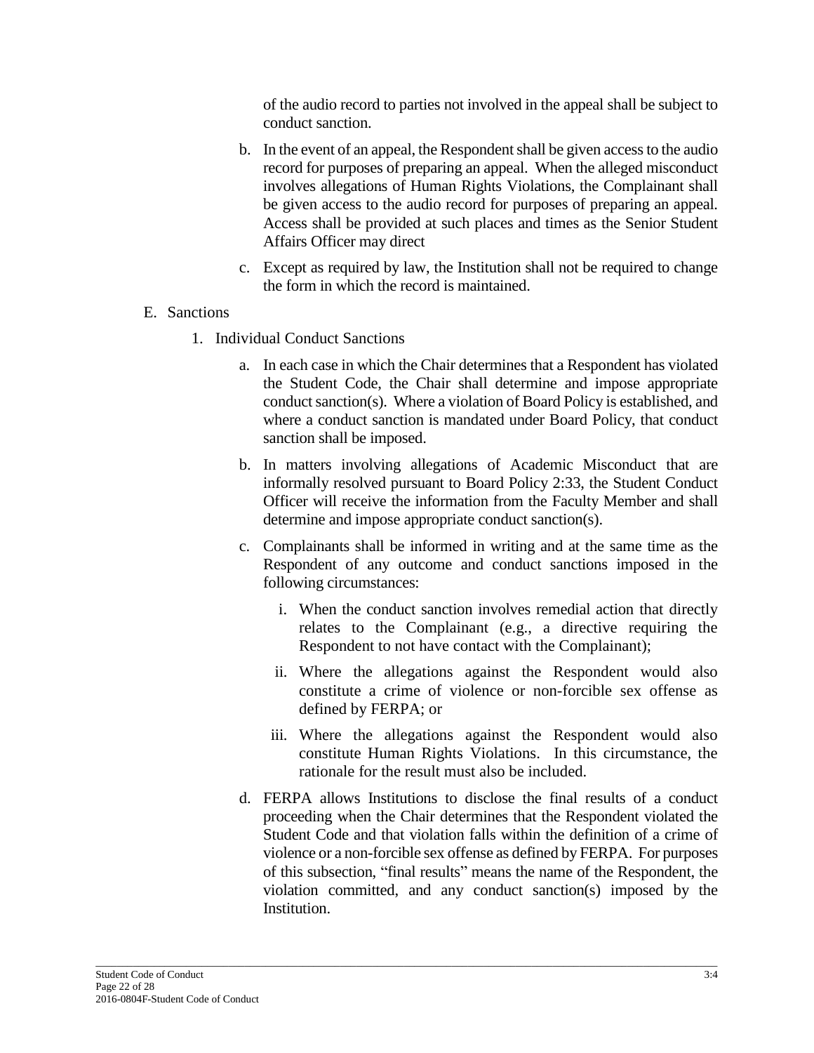of the audio record to parties not involved in the appeal shall be subject to conduct sanction.

b. In the event of an appeal, the Respondent shall be given access to the audio record for purposes of preparing an appeal. When the alleged misconduct involves allegations of Human Rights Violations, the Complainant shall be given access to the audio record for purposes of preparing an appeal. Access shall be provided at such places and times as the Senior Student Affairs Officer may direct

c. Except as required by law, the Institution shall not be required to change the form in which the record is maintained.

E. Sanctions

1. Individual Conduct Sanctions

   a. In each case in which the Chair determines that a Respondent has violated the Student Code, the Chair shall determine and impose appropriate conduct sanction(s). Where a violation of Board Policy is established, and where a conduct sanction is mandated under Board Policy, that conduct sanction shall be imposed.

   b. In matters involving allegations of Academic Misconduct that are informally resolved pursuant to Board Policy 2:33, the Student Conduct Officer will receive the information from the Faculty Member and shall determine and impose appropriate conduct sanction(s).

   c. Complainants shall be informed in writing and at the same time as the Respondent of any outcome and conduct sanctions imposed in the following circumstances:

      i. When the conduct sanction involves remedial action that directly relates to the Complainant (e.g., a directive requiring the Respondent to not have contact with the Complainant);

      ii. Where the allegations against the Respondent would also constitute a crime of violence or non-forcible sex offense as defined by FERPA; or

      iii. Where the allegations against the Respondent would also constitute Human Rights Violations. In this circumstance, the rationale for the result must also be included.

   d. FERPA allows Institutions to disclose the final results of a conduct proceeding when the Chair determines that the Respondent violated the Student Code and that violation falls within the definition of a crime of violence or a non-forcible sex offense as defined by FERPA. For purposes of this subsection, "final results" means the name of the Respondent, the violation committed, and any conduct sanction(s) imposed by the Institution.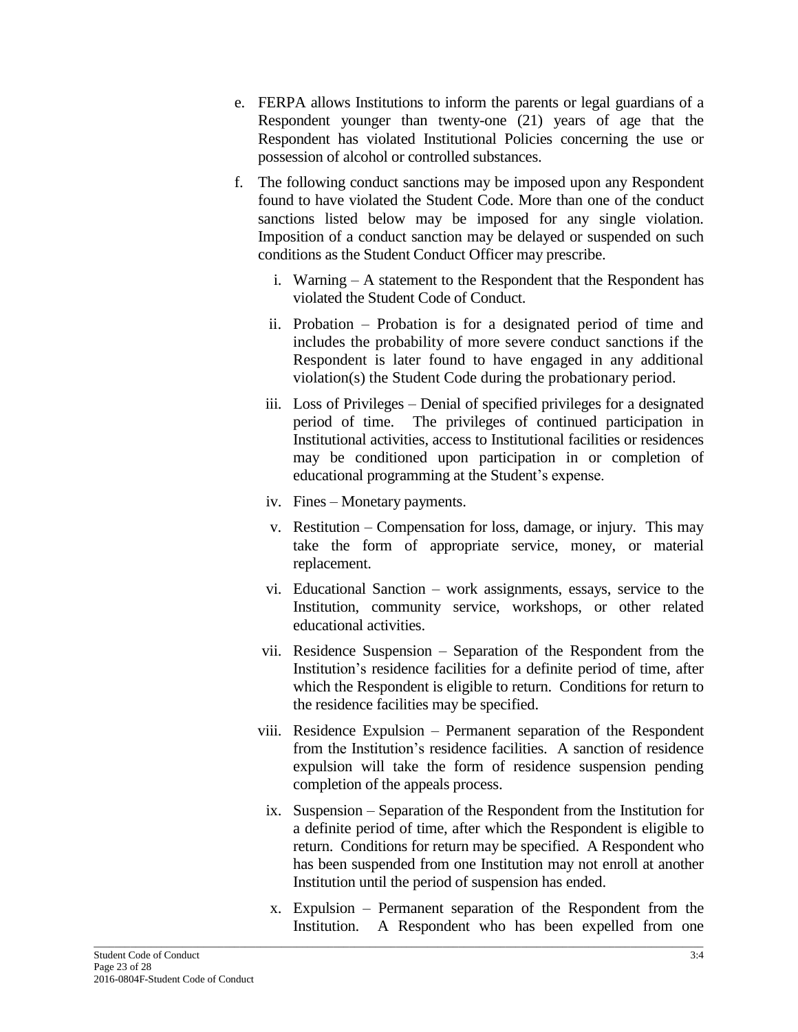e. FERPA allows Institutions to inform the parents or legal guardians of a Respondent younger than twenty-one (21) years of age that the Respondent has violated Institutional Policies concerning the use or possession of alcohol or controlled substances.

f. The following conduct sanctions may be imposed upon any Respondent found to have violated the Student Code. More than one of the conduct sanctions listed below may be imposed for any single violation. Imposition of a conduct sanction may be delayed or suspended on such conditions as the Student Conduct Officer may prescribe.

   i. Warning – A statement to the Respondent that the Respondent has violated the Student Code of Conduct.

   ii. Probation – Probation is for a designated period of time and includes the probability of more severe conduct sanctions if the Respondent is later found to have engaged in any additional violation(s) the Student Code during the probationary period.

   iii. Loss of Privileges – Denial of specified privileges for a designated period of time. The privileges of continued participation in Institutional activities, access to Institutional facilities or residences may be conditioned upon participation in or completion of educational programming at the Student's expense.

   iv. Fines – Monetary payments.

   v. Restitution – Compensation for loss, damage, or injury. This may take the form of appropriate service, money, or material replacement.

   vi. Educational Sanction – work assignments, essays, service to the Institution, community service, workshops, or other related educational activities.

   vii. Residence Suspension – Separation of the Respondent from the Institution's residence facilities for a definite period of time, after which the Respondent is eligible to return. Conditions for return to the residence facilities may be specified.

   viii. Residence Expulsion – Permanent separation of the Respondent from the Institution's residence facilities. A sanction of residence expulsion will take the form of residence suspension pending completion of the appeals process.

   ix. Suspension – Separation of the Respondent from the Institution for a definite period of time, after which the Respondent is eligible to return. Conditions for return may be specified. A Respondent who has been suspended from one Institution may not enroll at another Institution until the period of suspension has ended.

   x. Expulsion – Permanent separation of the Respondent from the Institution. A Respondent who has been expelled from one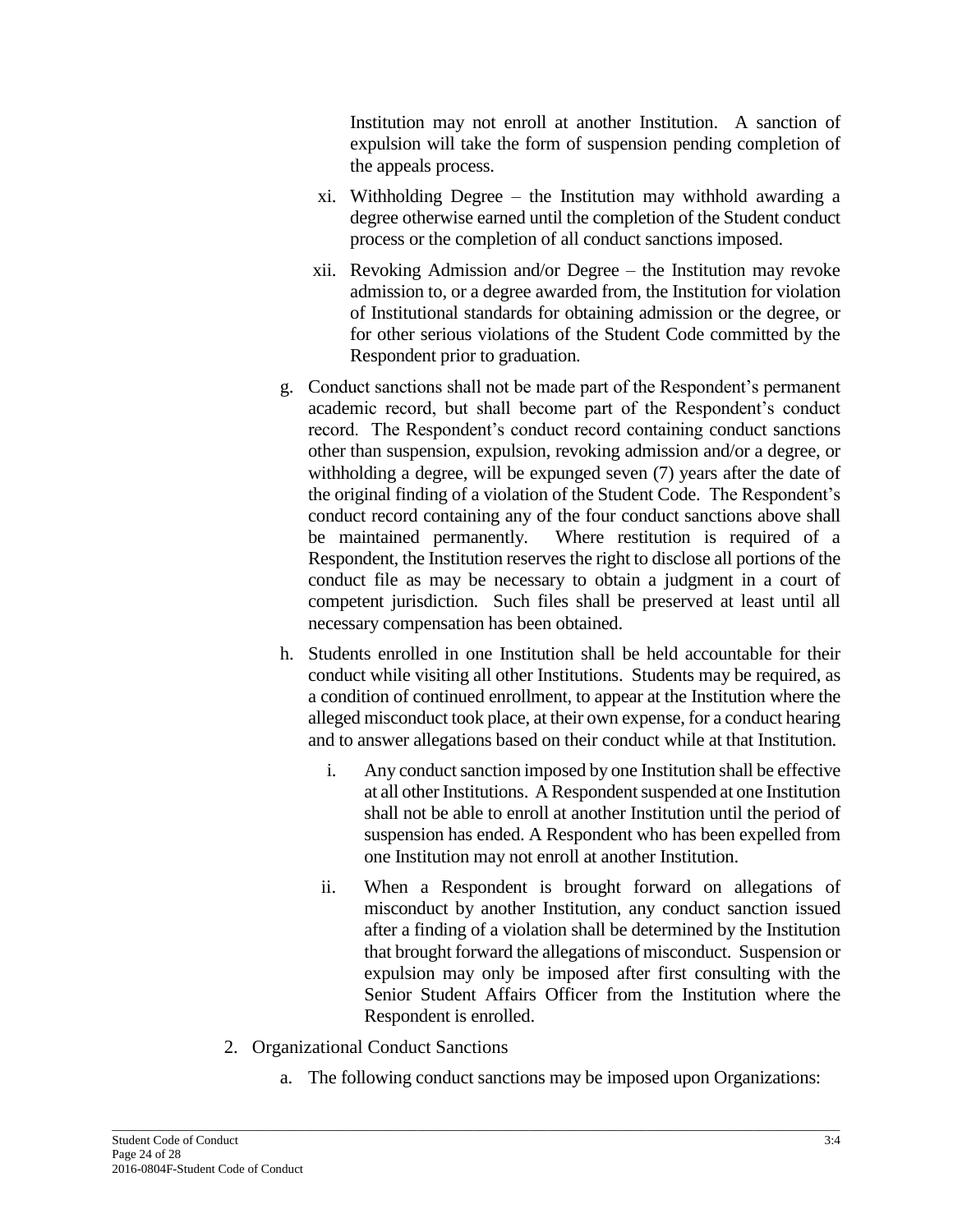Institution may not enroll at another Institution. A sanction of expulsion will take the form of suspension pending completion of the appeals process.

xi. Withholding Degree – the Institution may withhold awarding a degree otherwise earned until the completion of the Student conduct process or the completion of all conduct sanctions imposed.

xii. Revoking Admission and/or Degree – the Institution may revoke admission to, or a degree awarded from, the Institution for violation of Institutional standards for obtaining admission or the degree, or for other serious violations of the Student Code committed by the Respondent prior to graduation.

g. Conduct sanctions shall not be made part of the Respondent's permanent academic record, but shall become part of the Respondent's conduct record. The Respondent's conduct record containing conduct sanctions other than suspension, expulsion, revoking admission and/or a degree, or withholding a degree, will be expunged seven (7) years after the date of the original finding of a violation of the Student Code. The Respondent's conduct record containing any of the four conduct sanctions above shall be maintained permanently. Where restitution is required of a Respondent, the Institution reserves the right to disclose all portions of the conduct file as may be necessary to obtain a judgment in a court of competent jurisdiction. Such files shall be preserved at least until all necessary compensation has been obtained.

h. Students enrolled in one Institution shall be held accountable for their conduct while visiting all other Institutions. Students may be required, as a condition of continued enrollment, to appear at the Institution where the alleged misconduct took place, at their own expense, for a conduct hearing and to answer allegations based on their conduct while at that Institution.

   i. Any conduct sanction imposed by one Institution shall be effective at all other Institutions. A Respondent suspended at one Institution shall not be able to enroll at another Institution until the period of suspension has ended. A Respondent who has been expelled from one Institution may not enroll at another Institution.

   ii. When a Respondent is brought forward on allegations of misconduct by another Institution, any conduct sanction issued after a finding of a violation shall be determined by the Institution that brought forward the allegations of misconduct. Suspension or expulsion may only be imposed after first consulting with the Senior Student Affairs Officer from the Institution where the Respondent is enrolled.

2. Organizational Conduct Sanctions

   a. The following conduct sanctions may be imposed upon Organizations: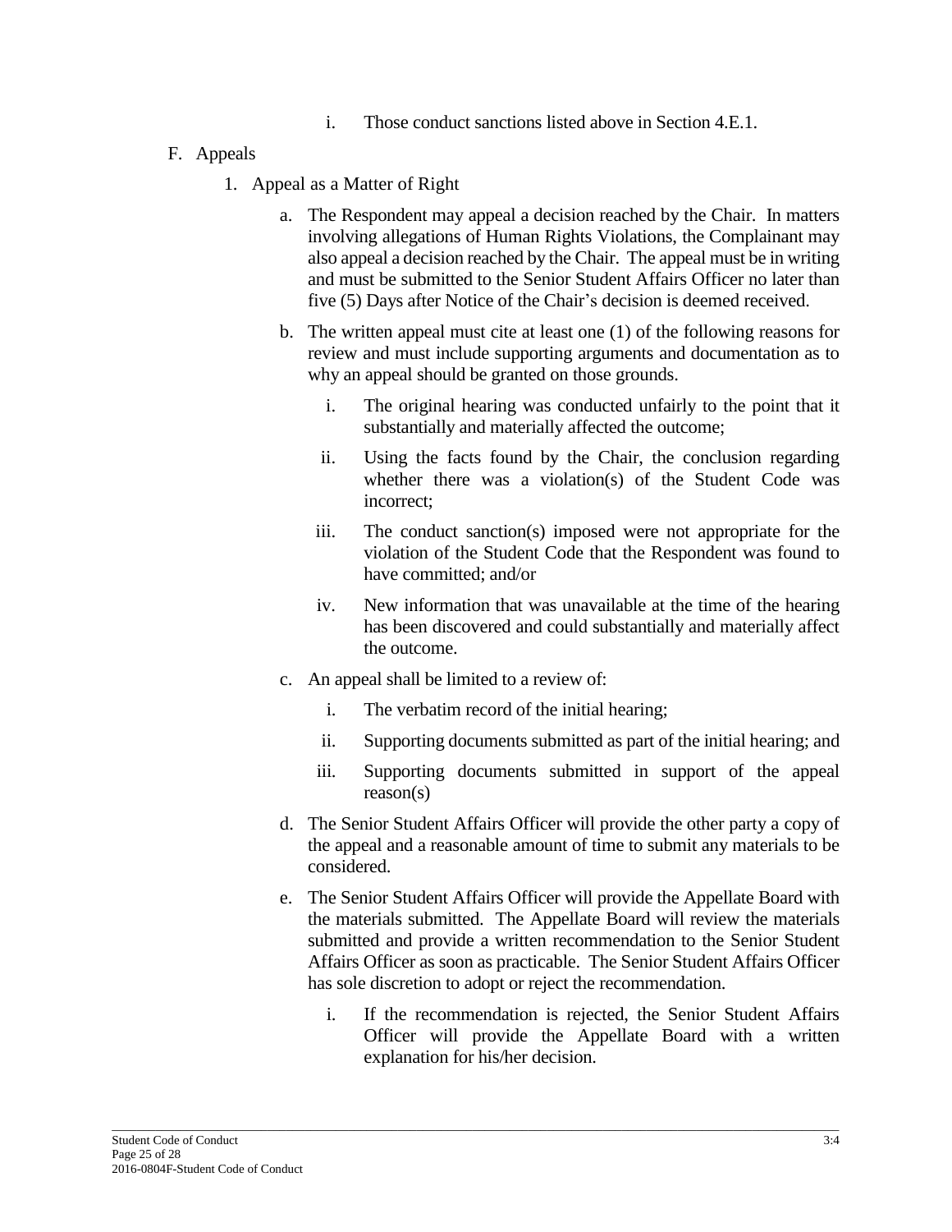i. Those conduct sanctions listed above in Section 4.E.1.

F. Appeals

1. Appeal as a Matter of Right

   a. The Respondent may appeal a decision reached by the Chair. In matters involving allegations of Human Rights Violations, the Complainant may also appeal a decision reached by the Chair. The appeal must be in writing and must be submitted to the Senior Student Affairs Officer no later than five (5) Days after Notice of the Chair's decision is deemed received.

   b. The written appeal must cite at least one (1) of the following reasons for review and must include supporting arguments and documentation as to why an appeal should be granted on those grounds.

      i. The original hearing was conducted unfairly to the point that it substantially and materially affected the outcome;

      ii. Using the facts found by the Chair, the conclusion regarding whether there was a violation(s) of the Student Code was incorrect;

      iii. The conduct sanction(s) imposed were not appropriate for the violation of the Student Code that the Respondent was found to have committed; and/or

      iv. New information that was unavailable at the time of the hearing has been discovered and could substantially and materially affect the outcome.

   c. An appeal shall be limited to a review of:

      i. The verbatim record of the initial hearing;

      ii. Supporting documents submitted as part of the initial hearing; and

      iii. Supporting documents submitted in support of the appeal reason(s)

   d. The Senior Student Affairs Officer will provide the other party a copy of the appeal and a reasonable amount of time to submit any materials to be considered.

   e. The Senior Student Affairs Officer will provide the Appellate Board with the materials submitted. The Appellate Board will review the materials submitted and provide a written recommendation to the Senior Student Affairs Officer as soon as practicable. The Senior Student Affairs Officer has sole discretion to adopt or reject the recommendation.

      i. If the recommendation is rejected, the Senior Student Affairs Officer will provide the Appellate Board with a written explanation for his/her decision.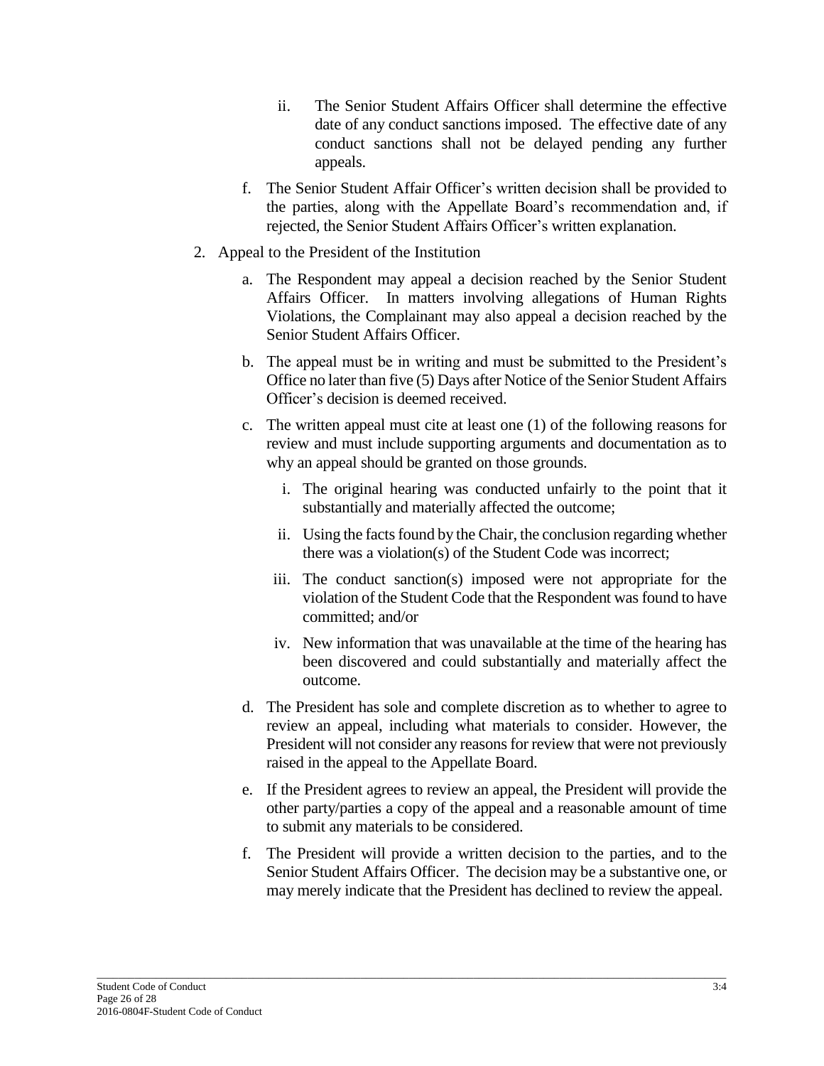ii. The Senior Student Affairs Officer shall determine the effective date of any conduct sanctions imposed. The effective date of any conduct sanctions shall not be delayed pending any further appeals.

f. The Senior Student Affair Officer's written decision shall be provided to the parties, along with the Appellate Board's recommendation and, if rejected, the Senior Student Affairs Officer's written explanation.

2. Appeal to the President of the Institution

   a. The Respondent may appeal a decision reached by the Senior Student Affairs Officer. In matters involving allegations of Human Rights Violations, the Complainant may also appeal a decision reached by the Senior Student Affairs Officer.

   b. The appeal must be in writing and must be submitted to the President's Office no later than five (5) Days after Notice of the Senior Student Affairs Officer's decision is deemed received.

   c. The written appeal must cite at least one (1) of the following reasons for review and must include supporting arguments and documentation as to why an appeal should be granted on those grounds.

      i. The original hearing was conducted unfairly to the point that it substantially and materially affected the outcome;

      ii. Using the facts found by the Chair, the conclusion regarding whether there was a violation(s) of the Student Code was incorrect;

      iii. The conduct sanction(s) imposed were not appropriate for the violation of the Student Code that the Respondent was found to have committed; and/or

      iv. New information that was unavailable at the time of the hearing has been discovered and could substantially and materially affect the outcome.

   d. The President has sole and complete discretion as to whether to agree to review an appeal, including what materials to consider. However, the President will not consider any reasons for review that were not previously raised in the appeal to the Appellate Board.

   e. If the President agrees to review an appeal, the President will provide the other party/parties a copy of the appeal and a reasonable amount of time to submit any materials to be considered.

   f. The President will provide a written decision to the parties, and to the Senior Student Affairs Officer. The decision may be a substantive one, or may merely indicate that the President has declined to review the appeal.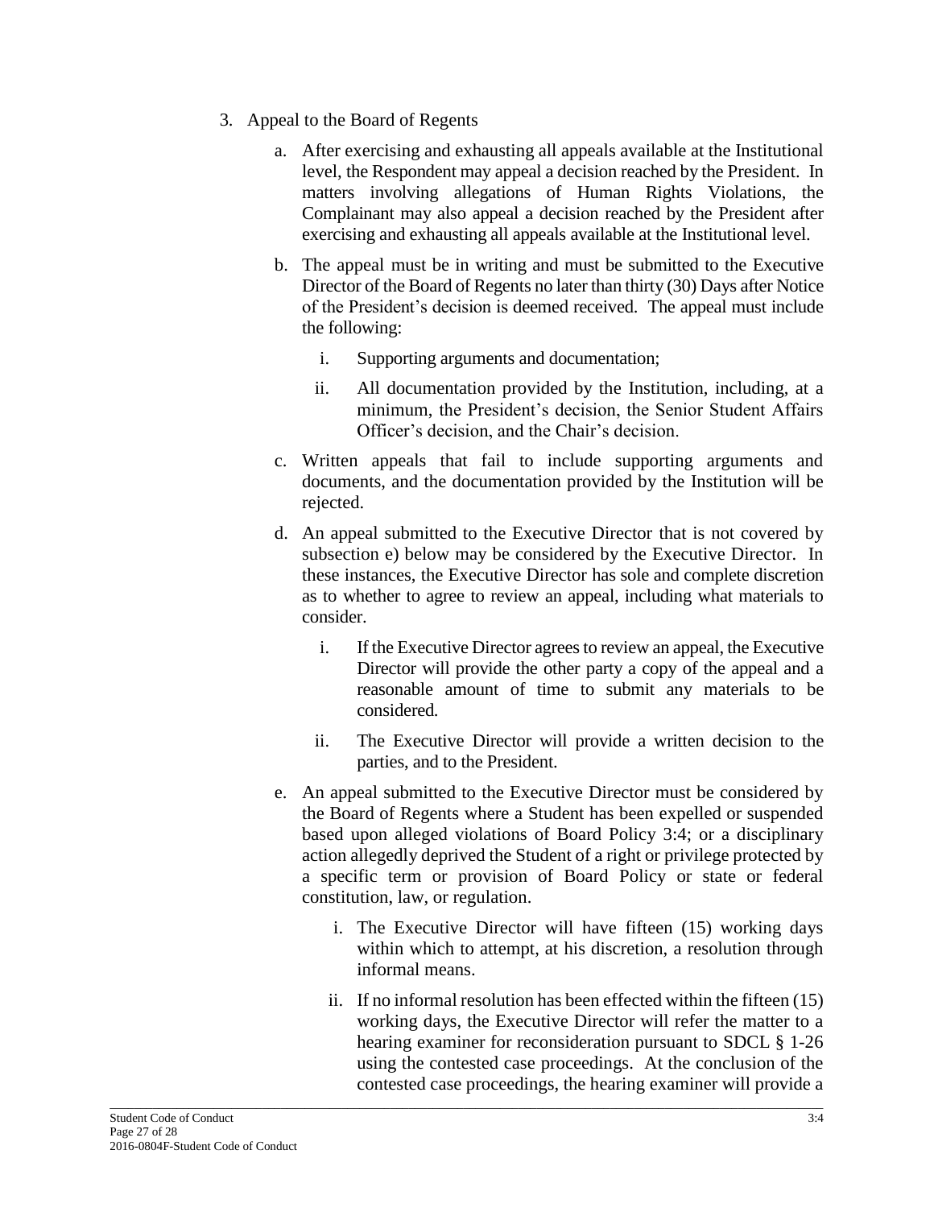3. Appeal to the Board of Regents

   a. After exercising and exhausting all appeals available at the Institutional level, the Respondent may appeal a decision reached by the President. In matters involving allegations of Human Rights Violations, the Complainant may also appeal a decision reached by the President after exercising and exhausting all appeals available at the Institutional level.

   b. The appeal must be in writing and must be submitted to the Executive Director of the Board of Regents no later than thirty (30) Days after Notice of the President's decision is deemed received. The appeal must include the following:

      i. Supporting arguments and documentation;

      ii. All documentation provided by the Institution, including, at a minimum, the President's decision, the Senior Student Affairs Officer's decision, and the Chair's decision.

   c. Written appeals that fail to include supporting arguments and documents, and the documentation provided by the Institution will be rejected.

   d. An appeal submitted to the Executive Director that is not covered by subsection e) below may be considered by the Executive Director. In these instances, the Executive Director has sole and complete discretion as to whether to agree to review an appeal, including what materials to consider.

      i. If the Executive Director agrees to review an appeal, the Executive Director will provide the other party a copy of the appeal and a reasonable amount of time to submit any materials to be considered.

      ii. The Executive Director will provide a written decision to the parties, and to the President.

   e. An appeal submitted to the Executive Director must be considered by the Board of Regents where a Student has been expelled or suspended based upon alleged violations of Board Policy 3:4; or a disciplinary action allegedly deprived the Student of a right or privilege protected by a specific term or provision of Board Policy or state or federal constitution, law, or regulation.

      i. The Executive Director will have fifteen (15) working days within which to attempt, at his discretion, a resolution through informal means.

      ii. If no informal resolution has been effected within the fifteen (15) working days, the Executive Director will refer the matter to a hearing examiner for reconsideration pursuant to SDCL § 1-26 using the contested case proceedings. At the conclusion of the contested case proceedings, the hearing examiner will provide a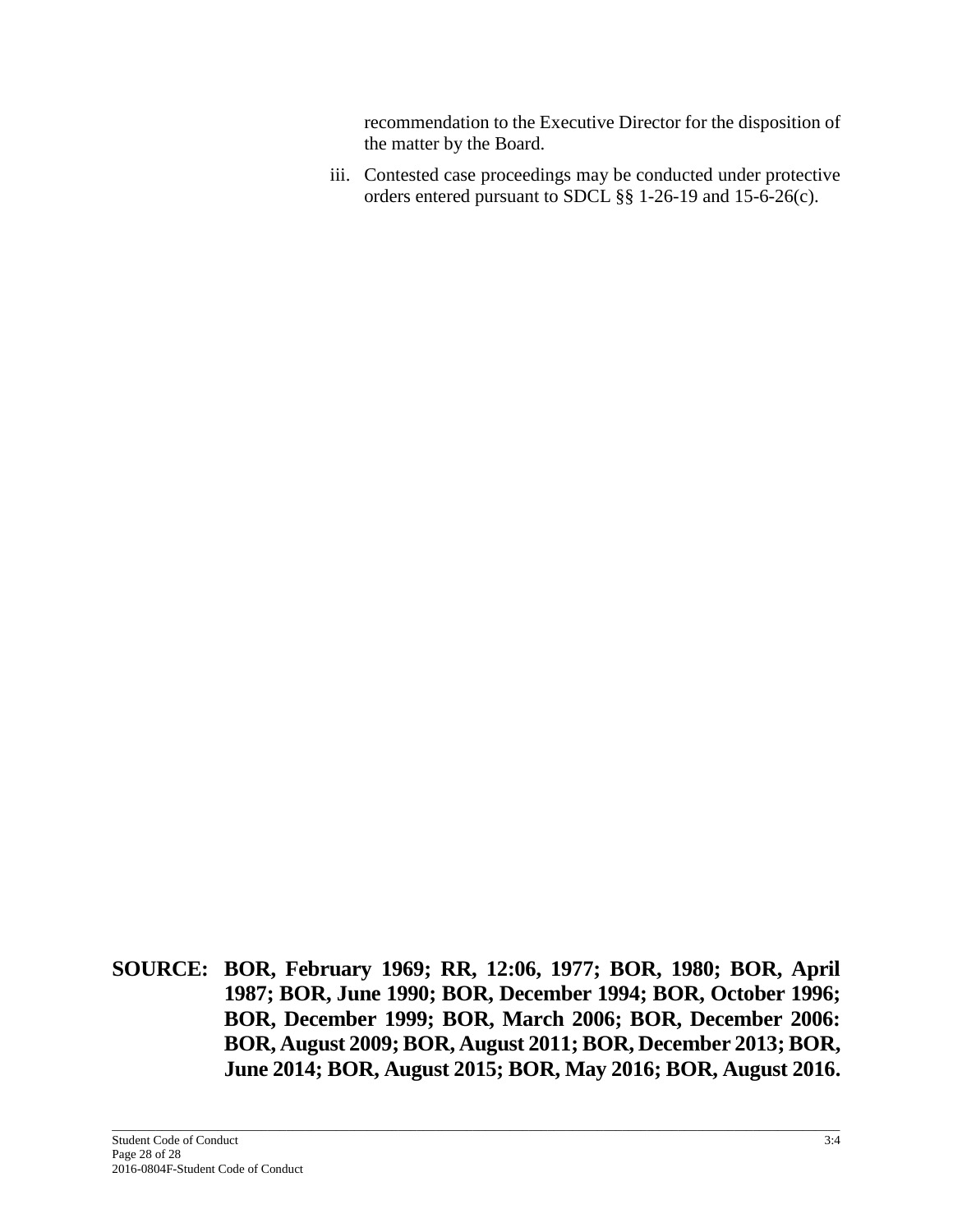recommendation to the Executive Director for the disposition of the matter by the Board.

iii. Contested case proceedings may be conducted under protective orders entered pursuant to SDCL §§ 1-26-19 and 15-6-26(c).

**SOURCE: BOR, February 1969; RR, 12:06, 1977; BOR, 1980; BOR, April 1987; BOR, June 1990; BOR, December 1994; BOR, October 1996; BOR, December 1999; BOR, March 2006; BOR, December 2006: BOR, August 2009; BOR, August 2011; BOR, December 2013; BOR, June 2014; BOR, August 2015; BOR, May 2016; BOR, August 2016.**